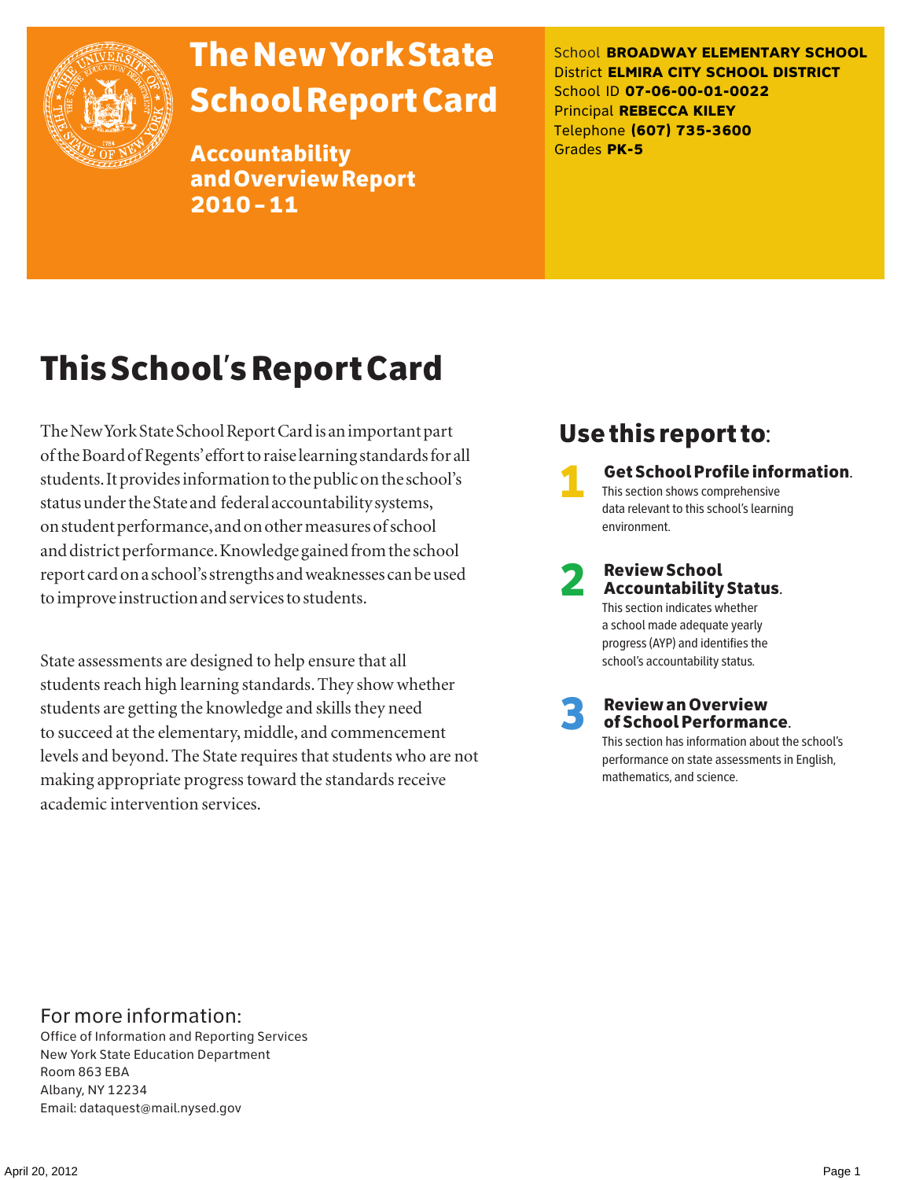# The New York State School Report Card

**Accountability and Overview Report 2010 – 11**

School **BROADWAY ELEMENTARY SCHOOL**
District **ELMIRA CITY SCHOOL DISTRICT**
School ID **07-06-00-01-0022**
Principal **REBECCA KILEY**
Telephone **(607) 735-3600**
Grades **PK-5**

# This School's Report Card

The New York State School Report Card is an important part of the Board of Regents' effort to raise learning standards for all students. It provides information to the public on the school's status under the State and federal accountability systems, on student performance, and on other measures of school and district performance. Knowledge gained from the school report card on a school's strengths and weaknesses can be used to improve instruction and services to students.

State assessments are designed to help ensure that all students reach high learning standards. They show whether students are getting the knowledge and skills they need to succeed at the elementary, middle, and commencement levels and beyond. The State requires that students who are not making appropriate progress toward the standards receive academic intervention services.

## Use this report to:

1. **Get School Profile information.** This section shows comprehensive data relevant to this school's learning environment.
2. **Review School Accountability Status.** This section indicates whether a school made adequate yearly progress (AYP) and identifies the school's accountability status.
3. **Review an Overview of School Performance.** This section has information about the school's performance on state assessments in English, mathematics, and science.

For more information:
Office of Information and Reporting Services
New York State Education Department
Room 863 EBA
Albany, NY 12234
Email: dataquest@mail.nysed.gov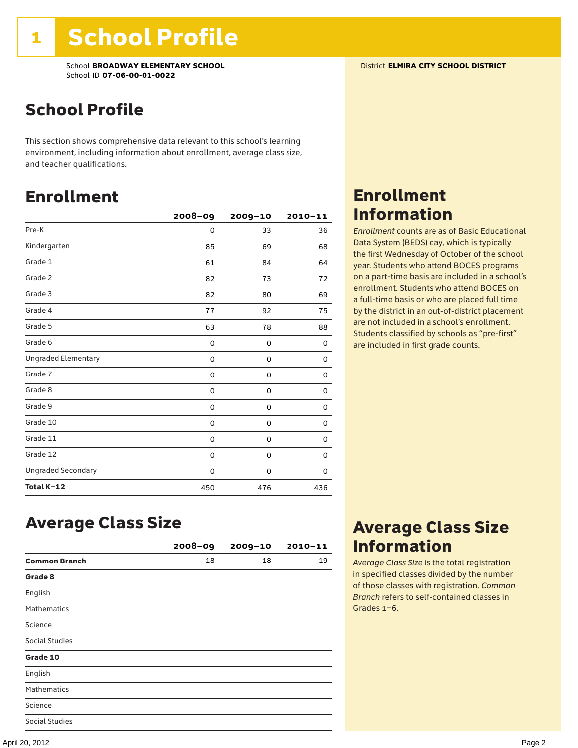# 1 School Profile

School **BROADWAY ELEMENTARY SCHOOL**
School ID **07-06-00-01-0022**

District **ELMIRA CITY SCHOOL DISTRICT**

## School Profile

This section shows comprehensive data relevant to this school's learning environment, including information about enrollment, average class size, and teacher qualifications.

## Enrollment

| | 2008–09 | 2009–10 | 2010–11 |
|---|---|---|---|
| Pre-K | 0 | 33 | 36 |
| Kindergarten | 85 | 69 | 68 |
| Grade 1 | 61 | 84 | 64 |
| Grade 2 | 82 | 73 | 72 |
| Grade 3 | 82 | 80 | 69 |
| Grade 4 | 77 | 92 | 75 |
| Grade 5 | 63 | 78 | 88 |
| Grade 6 | 0 | 0 | 0 |
| Ungraded Elementary | 0 | 0 | 0 |
| Grade 7 | 0 | 0 | 0 |
| Grade 8 | 0 | 0 | 0 |
| Grade 9 | 0 | 0 | 0 |
| Grade 10 | 0 | 0 | 0 |
| Grade 11 | 0 | 0 | 0 |
| Grade 12 | 0 | 0 | 0 |
| Ungraded Secondary | 0 | 0 | 0 |
| **Total K–12** | 450 | 476 | 436 |

## Enrollment Information

*Enrollment* counts are as of Basic Educational Data System (BEDS) day, which is typically the first Wednesday of October of the school year. Students who attend BOCES programs on a part-time basis are included in a school's enrollment. Students who attend BOCES on a full-time basis or who are placed full time by the district in an out-of-district placement are not included in a school's enrollment. Students classified by schools as "pre-first" are included in first grade counts.

## Average Class Size

| | 2008–09 | 2009–10 | 2010–11 |
|---|---|---|---|
| **Common Branch** | 18 | 18 | 19 |
| **Grade 8** | | | |
| English | | | |
| Mathematics | | | |
| Science | | | |
| Social Studies | | | |
| **Grade 10** | | | |
| English | | | |
| Mathematics | | | |
| Science | | | |
| Social Studies | | | |

## Average Class Size Information

*Average Class Size* is the total registration in specified classes divided by the number of those classes with registration. *Common Branch* refers to self-contained classes in Grades 1–6.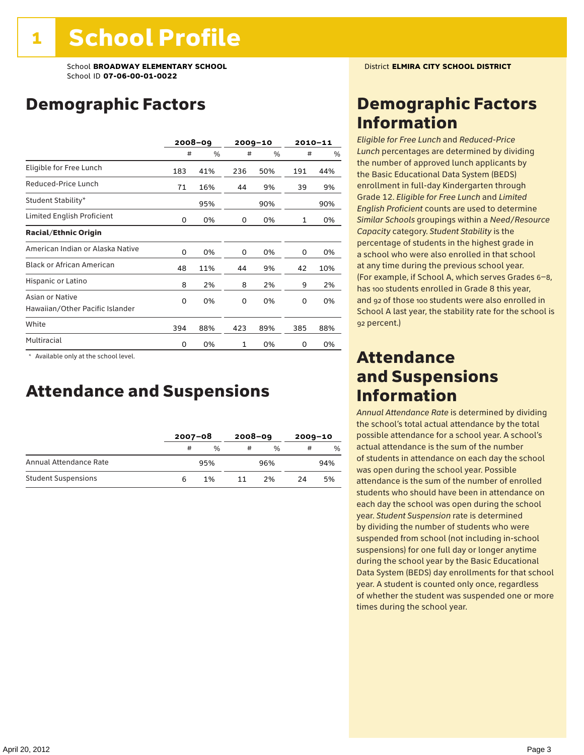# 1 School Profile

School **BROADWAY ELEMENTARY SCHOOL**
School ID **07-06-00-01-0022**

District **ELMIRA CITY SCHOOL DISTRICT**

## Demographic Factors

| | 2008–09 | | 2009–10 | | 2010–11 | |
|---|---|---|---|---|---|---|
| | # | % | # | % | # | % |
| Eligible for Free Lunch | 183 | 41% | 236 | 50% | 191 | 44% |
| Reduced-Price Lunch | 71 | 16% | 44 | 9% | 39 | 9% |
| Student Stability* | | 95% | | 90% | | 90% |
| Limited English Proficient | 0 | 0% | 0 | 0% | 1 | 0% |
| **Racial/Ethnic Origin** | | | | | | |
| American Indian or Alaska Native | 0 | 0% | 0 | 0% | 0 | 0% |
| Black or African American | 48 | 11% | 44 | 9% | 42 | 10% |
| Hispanic or Latino | 8 | 2% | 8 | 2% | 9 | 2% |
| Asian or Native Hawaiian/Other Pacific Islander | 0 | 0% | 0 | 0% | 0 | 0% |
| White | 394 | 88% | 423 | 89% | 385 | 88% |
| Multiracial | 0 | 0% | 1 | 0% | 0 | 0% |

* Available only at the school level.

## Attendance and Suspensions

| | 2007–08 | | 2008–09 | | 2009–10 | |
|---|---|---|---|---|---|---|
| | # | % | # | % | # | % |
| Annual Attendance Rate | | 95% | | 96% | | 94% |
| Student Suspensions | 6 | 1% | 11 | 2% | 24 | 5% |

## Demographic Factors Information

*Eligible for Free Lunch* and *Reduced-Price Lunch* percentages are determined by dividing the number of approved lunch applicants by the Basic Educational Data System (BEDS) enrollment in full-day Kindergarten through Grade 12. *Eligible for Free Lunch* and *Limited English Proficient* counts are used to determine *Similar Schools* groupings within a *Need/Resource Capacity* category. *Student Stability* is the percentage of students in the highest grade in a school who were also enrolled in that school at any time during the previous school year. (For example, if School A, which serves Grades 6–8, has 100 students enrolled in Grade 8 this year, and 92 of those 100 students were also enrolled in School A last year, the stability rate for the school is 92 percent.)

## Attendance and Suspensions Information

*Annual Attendance Rate* is determined by dividing the school's total actual attendance by the total possible attendance for a school year. A school's actual attendance is the sum of the number of students in attendance on each day the school was open during the school year. Possible attendance is the sum of the number of enrolled students who should have been in attendance on each day the school was open during the school year. *Student Suspension* rate is determined by dividing the number of students who were suspended from school (not including in-school suspensions) for one full day or longer anytime during the school year by the Basic Educational Data System (BEDS) day enrollments for that school year. A student is counted only once, regardless of whether the student was suspended one or more times during the school year.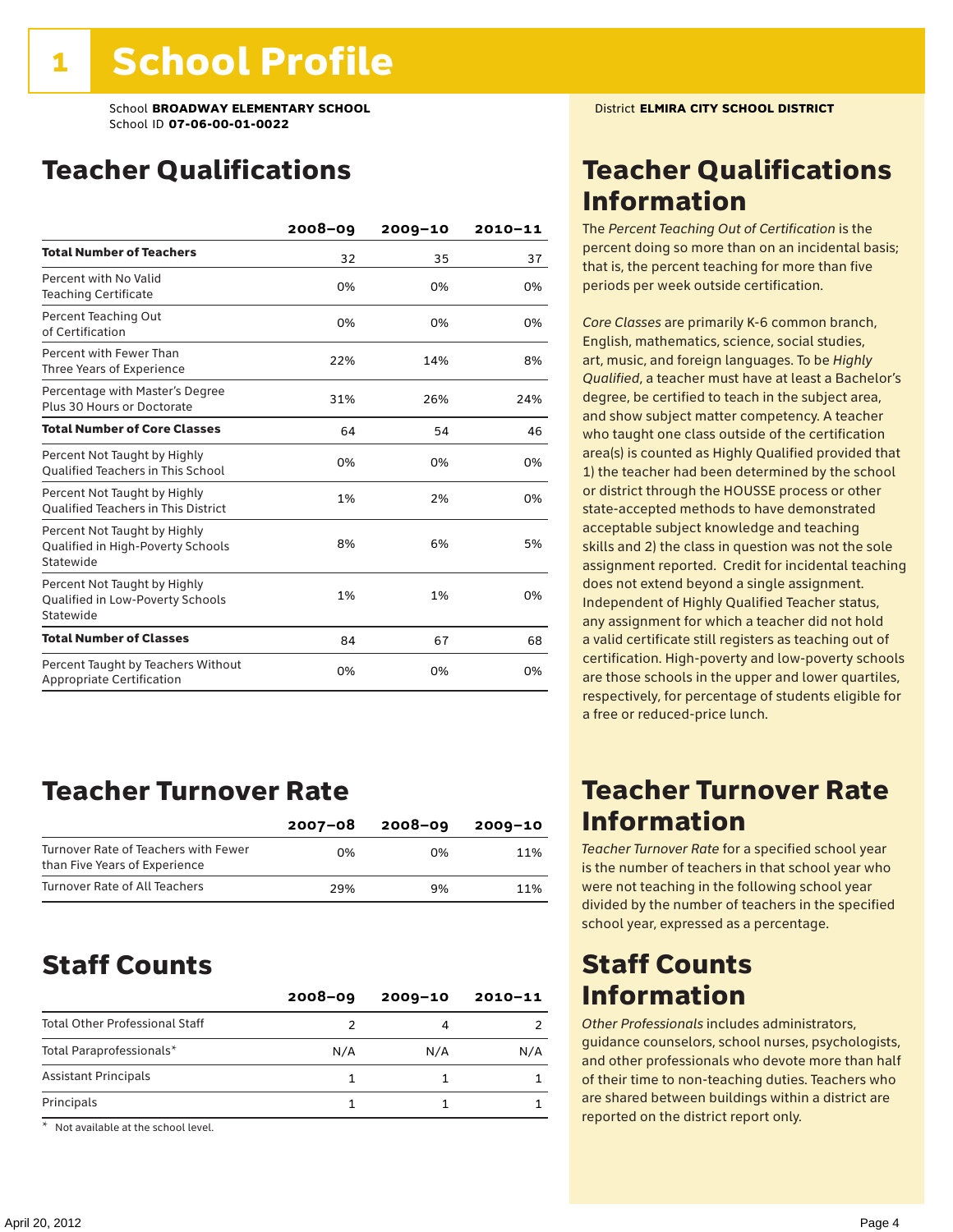# 1 School Profile

School **BROADWAY ELEMENTARY SCHOOL**
School ID **07-06-00-01-0022**

District **ELMIRA CITY SCHOOL DISTRICT**

## Teacher Qualifications

| | 2008–09 | 2009–10 | 2010–11 |
|---|---|---|---|
| **Total Number of Teachers** | 32 | 35 | 37 |
| Percent with No Valid Teaching Certificate | 0% | 0% | 0% |
| Percent Teaching Out of Certification | 0% | 0% | 0% |
| Percent with Fewer Than Three Years of Experience | 22% | 14% | 8% |
| Percentage with Master's Degree Plus 30 Hours or Doctorate | 31% | 26% | 24% |
| **Total Number of Core Classes** | 64 | 54 | 46 |
| Percent Not Taught by Highly Qualified Teachers in This School | 0% | 0% | 0% |
| Percent Not Taught by Highly Qualified Teachers in This District | 1% | 2% | 0% |
| Percent Not Taught by Highly Qualified in High-Poverty Schools Statewide | 8% | 6% | 5% |
| Percent Not Taught by Highly Qualified in Low-Poverty Schools Statewide | 1% | 1% | 0% |
| **Total Number of Classes** | 84 | 67 | 68 |
| Percent Taught by Teachers Without Appropriate Certification | 0% | 0% | 0% |

## Teacher Qualifications Information

The *Percent Teaching Out of Certification* is the percent doing so more than on an incidental basis; that is, the percent teaching for more than five periods per week outside certification.

*Core Classes* are primarily K-6 common branch, English, mathematics, science, social studies, art, music, and foreign languages. To be *Highly Qualified*, a teacher must have at least a Bachelor's degree, be certified to teach in the subject area, and show subject matter competency. A teacher who taught one class outside of the certification area(s) is counted as Highly Qualified provided that 1) the teacher had been determined by the school or district through the HOUSSE process or other state-accepted methods to have demonstrated acceptable subject knowledge and teaching skills and 2) the class in question was not the sole assignment reported. Credit for incidental teaching does not extend beyond a single assignment. Independent of Highly Qualified Teacher status, any assignment for which a teacher did not hold a valid certificate still registers as teaching out of certification. High-poverty and low-poverty schools are those schools in the upper and lower quartiles, respectively, for percentage of students eligible for a free or reduced-price lunch.

## Teacher Turnover Rate

| | 2007–08 | 2008–09 | 2009–10 |
|---|---|---|---|
| Turnover Rate of Teachers with Fewer than Five Years of Experience | 0% | 0% | 11% |
| Turnover Rate of All Teachers | 29% | 9% | 11% |

## Teacher Turnover Rate Information

*Teacher Turnover Rate* for a specified school year is the number of teachers in that school year who were not teaching in the following school year divided by the number of teachers in the specified school year, expressed as a percentage.

## Staff Counts

| | 2008–09 | 2009–10 | 2010–11 |
|---|---|---|---|
| Total Other Professional Staff | 2 | 4 | 2 |
| Total Paraprofessionals* | N/A | N/A | N/A |
| Assistant Principals | 1 | 1 | 1 |
| Principals | 1 | 1 | 1 |

\* Not available at the school level.

## Staff Counts Information

*Other Professionals* includes administrators, guidance counselors, school nurses, psychologists, and other professionals who devote more than half of their time to non-teaching duties. Teachers who are shared between buildings within a district are reported on the district report only.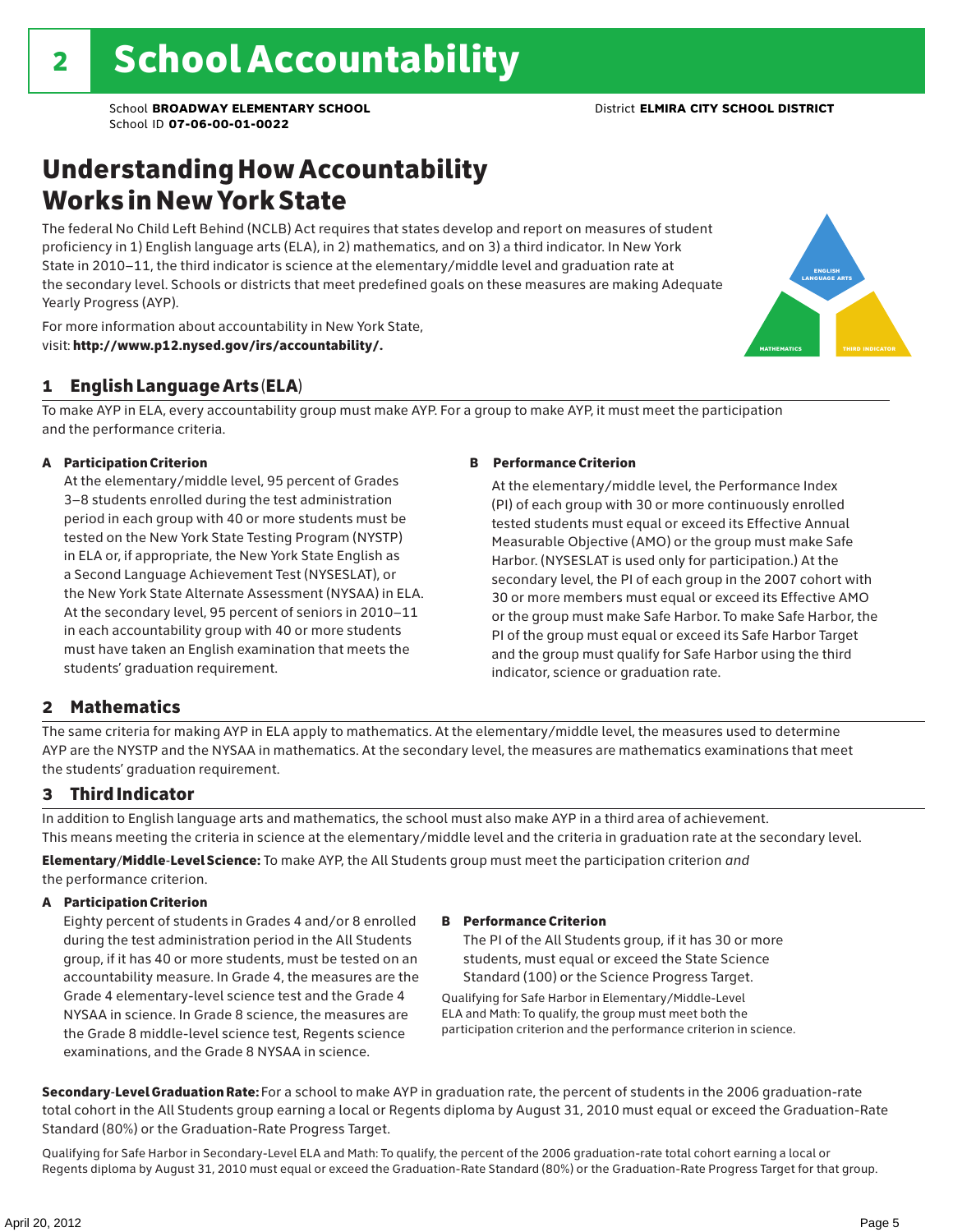# 2 School Accountability

School **BROADWAY ELEMENTARY SCHOOL**
School ID **07-06-00-01-0022**

District **ELMIRA CITY SCHOOL DISTRICT**

## Understanding How Accountability Works in New York State

The federal No Child Left Behind (NCLB) Act requires that states develop and report on measures of student proficiency in 1) English language arts (ELA), in 2) mathematics, and on 3) a third indicator. In New York State in 2010–11, the third indicator is science at the elementary/middle level and graduation rate at the secondary level. Schools or districts that meet predefined goals on these measures are making Adequate Yearly Progress (AYP).

For more information about accountability in New York State, visit: **http://www.p12.nysed.gov/irs/accountability/.**

ENGLISH LANGUAGE ARTS

MATHEMATICS

THIRD INDICATOR

### 1 English Language Arts (ELA)

To make AYP in ELA, every accountability group must make AYP. For a group to make AYP, it must meet the participation and the performance criteria.

**A Participation Criterion**

At the elementary/middle level, 95 percent of Grades 3–8 students enrolled during the test administration period in each group with 40 or more students must be tested on the New York State Testing Program (NYSTP) in ELA or, if appropriate, the New York State English as a Second Language Achievement Test (NYSESLAT), or the New York State Alternate Assessment (NYSAA) in ELA. At the secondary level, 95 percent of seniors in 2010–11 in each accountability group with 40 or more students must have taken an English examination that meets the students' graduation requirement.

**B Performance Criterion**

At the elementary/middle level, the Performance Index (PI) of each group with 30 or more continuously enrolled tested students must equal or exceed its Effective Annual Measurable Objective (AMO) or the group must make Safe Harbor. (NYSESLAT is used only for participation.) At the secondary level, the PI of each group in the 2007 cohort with 30 or more members must equal or exceed its Effective AMO or the group must make Safe Harbor. To make Safe Harbor, the PI of the group must equal or exceed its Safe Harbor Target and the group must qualify for Safe Harbor using the third indicator, science or graduation rate.

### 2 Mathematics

The same criteria for making AYP in ELA apply to mathematics. At the elementary/middle level, the measures used to determine AYP are the NYSTP and the NYSAA in mathematics. At the secondary level, the measures are mathematics examinations that meet the students' graduation requirement.

### 3 Third Indicator

In addition to English language arts and mathematics, the school must also make AYP in a third area of achievement. This means meeting the criteria in science at the elementary/middle level and the criteria in graduation rate at the secondary level.

**Elementary/Middle-Level Science:** To make AYP, the All Students group must meet the participation criterion *and* the performance criterion.

**A Participation Criterion**

Eighty percent of students in Grades 4 and/or 8 enrolled during the test administration period in the All Students group, if it has 40 or more students, must be tested on an accountability measure. In Grade 4, the measures are the Grade 4 elementary-level science test and the Grade 4 NYSAA in science. In Grade 8 science, the measures are the Grade 8 middle-level science test, Regents science examinations, and the Grade 8 NYSAA in science.

**B Performance Criterion**

The PI of the All Students group, if it has 30 or more students, must equal or exceed the State Science Standard (100) or the Science Progress Target.

Qualifying for Safe Harbor in Elementary/Middle-Level ELA and Math: To qualify, the group must meet both the participation criterion and the performance criterion in science.

**Secondary-Level Graduation Rate:** For a school to make AYP in graduation rate, the percent of students in the 2006 graduation-rate total cohort in the All Students group earning a local or Regents diploma by August 31, 2010 must equal or exceed the Graduation-Rate Standard (80%) or the Graduation-Rate Progress Target.

Qualifying for Safe Harbor in Secondary-Level ELA and Math: To qualify, the percent of the 2006 graduation-rate total cohort earning a local or Regents diploma by August 31, 2010 must equal or exceed the Graduation-Rate Standard (80%) or the Graduation-Rate Progress Target for that group.

April 20, 2012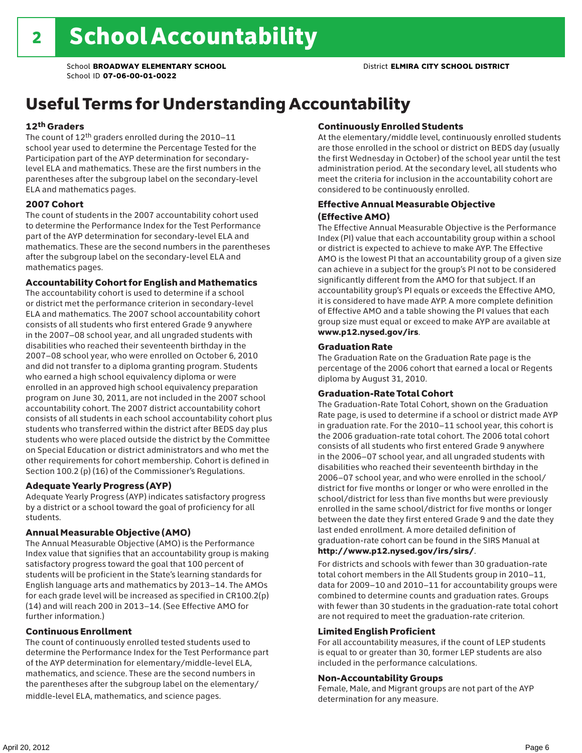# 2 School Accountability

School **BROADWAY ELEMENTARY SCHOOL**
School ID **07-06-00-01-0022**

District **ELMIRA CITY SCHOOL DISTRICT**

## Useful Terms for Understanding Accountability

### 12th Graders

The count of 12th graders enrolled during the 2010–11 school year used to determine the Percentage Tested for the Participation part of the AYP determination for secondary-level ELA and mathematics. These are the first numbers in the parentheses after the subgroup label on the secondary-level ELA and mathematics pages.

### 2007 Cohort

The count of students in the 2007 accountability cohort used to determine the Performance Index for the Test Performance part of the AYP determination for secondary-level ELA and mathematics. These are the second numbers in the parentheses after the subgroup label on the secondary-level ELA and mathematics pages.

### Accountability Cohort for English and Mathematics

The accountability cohort is used to determine if a school or district met the performance criterion in secondary-level ELA and mathematics. The 2007 school accountability cohort consists of all students who first entered Grade 9 anywhere in the 2007–08 school year, and all ungraded students with disabilities who reached their seventeenth birthday in the 2007–08 school year, who were enrolled on October 6, 2010 and did not transfer to a diploma granting program. Students who earned a high school equivalency diploma or were enrolled in an approved high school equivalency preparation program on June 30, 2011, are not included in the 2007 school accountability cohort. The 2007 district accountability cohort consists of all students in each school accountability cohort plus students who transferred within the district after BEDS day plus students who were placed outside the district by the Committee on Special Education or district administrators and who met the other requirements for cohort membership. Cohort is defined in Section 100.2 (p) (16) of the Commissioner's Regulations.

### Adequate Yearly Progress (AYP)

Adequate Yearly Progress (AYP) indicates satisfactory progress by a district or a school toward the goal of proficiency for all students.

### Annual Measurable Objective (AMO)

The Annual Measurable Objective (AMO) is the Performance Index value that signifies that an accountability group is making satisfactory progress toward the goal that 100 percent of students will be proficient in the State's learning standards for English language arts and mathematics by 2013–14. The AMOs for each grade level will be increased as specified in CR100.2(p)(14) and will reach 200 in 2013–14. (See Effective AMO for further information.)

### Continuous Enrollment

The count of continuously enrolled tested students used to determine the Performance Index for the Test Performance part of the AYP determination for elementary/middle-level ELA, mathematics, and science. These are the second numbers in the parentheses after the subgroup label on the elementary/middle-level ELA, mathematics, and science pages.

### Continuously Enrolled Students

At the elementary/middle level, continuously enrolled students are those enrolled in the school or district on BEDS day (usually the first Wednesday in October) of the school year until the test administration period. At the secondary level, all students who meet the criteria for inclusion in the accountability cohort are considered to be continuously enrolled.

### Effective Annual Measurable Objective (Effective AMO)

The Effective Annual Measurable Objective is the Performance Index (PI) value that each accountability group within a school or district is expected to achieve to make AYP. The Effective AMO is the lowest PI that an accountability group of a given size can achieve in a subject for the group's PI not to be considered significantly different from the AMO for that subject. If an accountability group's PI equals or exceeds the Effective AMO, it is considered to have made AYP. A more complete definition of Effective AMO and a table showing the PI values that each group size must equal or exceed to make AYP are available at **www.p12.nysed.gov/irs**.

### Graduation Rate

The Graduation Rate on the Graduation Rate page is the percentage of the 2006 cohort that earned a local or Regents diploma by August 31, 2010.

### Graduation-Rate Total Cohort

The Graduation-Rate Total Cohort, shown on the Graduation Rate page, is used to determine if a school or district made AYP in graduation rate. For the 2010–11 school year, this cohort is the 2006 graduation-rate total cohort. The 2006 total cohort consists of all students who first entered Grade 9 anywhere in the 2006–07 school year, and all ungraded students with disabilities who reached their seventeenth birthday in the 2006–07 school year, and who were enrolled in the school/district for five months or longer or who were enrolled in the school/district for less than five months but were previously enrolled in the same school/district for five months or longer between the date they first entered Grade 9 and the date they last ended enrollment. A more detailed definition of graduation-rate cohort can be found in the SIRS Manual at **http://www.p12.nysed.gov/irs/sirs/**.

For districts and schools with fewer than 30 graduation-rate total cohort members in the All Students group in 2010–11, data for 2009–10 and 2010–11 for accountability groups were combined to determine counts and graduation rates. Groups with fewer than 30 students in the graduation-rate total cohort are not required to meet the graduation-rate criterion.

### Limited English Proficient

For all accountability measures, if the count of LEP students is equal to or greater than 30, former LEP students are also included in the performance calculations.

### Non-Accountability Groups

Female, Male, and Migrant groups are not part of the AYP determination for any measure.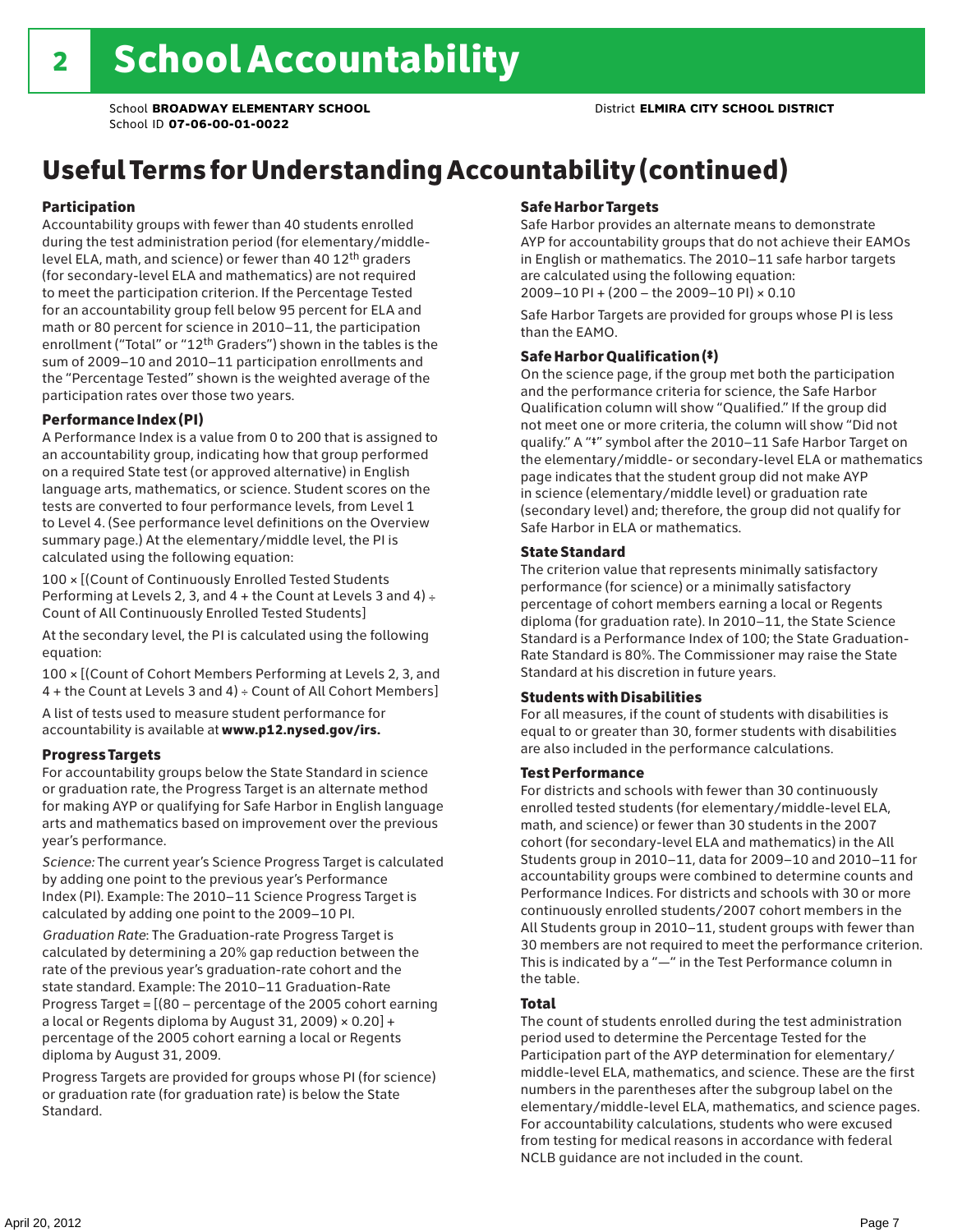# School Accountability

School **BROADWAY ELEMENTARY SCHOOL**
School ID **07-06-00-01-0022**
District **ELMIRA CITY SCHOOL DISTRICT**

## Useful Terms for Understanding Accountability (continued)

### Participation

Accountability groups with fewer than 40 students enrolled during the test administration period (for elementary/middle-level ELA, math, and science) or fewer than 40 12th graders (for secondary-level ELA and mathematics) are not required to meet the participation criterion. If the Percentage Tested for an accountability group fell below 95 percent for ELA and math or 80 percent for science in 2010–11, the participation enrollment ("Total" or "12th Graders") shown in the tables is the sum of 2009–10 and 2010–11 participation enrollments and the "Percentage Tested" shown is the weighted average of the participation rates over those two years.

### Performance Index (PI)

A Performance Index is a value from 0 to 200 that is assigned to an accountability group, indicating how that group performed on a required State test (or approved alternative) in English language arts, mathematics, or science. Student scores on the tests are converted to four performance levels, from Level 1 to Level 4. (See performance level definitions on the Overview summary page.) At the elementary/middle level, the PI is calculated using the following equation:

100 × [(Count of Continuously Enrolled Tested Students Performing at Levels 2, 3, and 4 + the Count at Levels 3 and 4) ÷ Count of All Continuously Enrolled Tested Students]

At the secondary level, the PI is calculated using the following equation:

100 × [(Count of Cohort Members Performing at Levels 2, 3, and 4 + the Count at Levels 3 and 4) ÷ Count of All Cohort Members]

A list of tests used to measure student performance for accountability is available at **www.p12.nysed.gov/irs.**

### Progress Targets

For accountability groups below the State Standard in science or graduation rate, the Progress Target is an alternate method for making AYP or qualifying for Safe Harbor in English language arts and mathematics based on improvement over the previous year's performance.

*Science:* The current year's Science Progress Target is calculated by adding one point to the previous year's Performance Index (PI). Example: The 2010–11 Science Progress Target is calculated by adding one point to the 2009–10 PI.

*Graduation Rate*: The Graduation-rate Progress Target is calculated by determining a 20% gap reduction between the rate of the previous year's graduation-rate cohort and the state standard. Example: The 2010–11 Graduation-Rate Progress Target = [(80 – percentage of the 2005 cohort earning a local or Regents diploma by August 31, 2009) × 0.20] + percentage of the 2005 cohort earning a local or Regents diploma by August 31, 2009.

Progress Targets are provided for groups whose PI (for science) or graduation rate (for graduation rate) is below the State Standard.

### Safe Harbor Targets

Safe Harbor provides an alternate means to demonstrate AYP for accountability groups that do not achieve their EAMOs in English or mathematics. The 2010–11 safe harbor targets are calculated using the following equation:
2009–10 PI + (200 – the 2009–10 PI) × 0.10

Safe Harbor Targets are provided for groups whose PI is less than the EAMO.

### Safe Harbor Qualification (‡)

On the science page, if the group met both the participation and the performance criteria for science, the Safe Harbor Qualification column will show "Qualified." If the group did not meet one or more criteria, the column will show "Did not qualify." A "‡" symbol after the 2010–11 Safe Harbor Target on the elementary/middle- or secondary-level ELA or mathematics page indicates that the student group did not make AYP in science (elementary/middle level) or graduation rate (secondary level) and; therefore, the group did not qualify for Safe Harbor in ELA or mathematics.

### State Standard

The criterion value that represents minimally satisfactory performance (for science) or a minimally satisfactory percentage of cohort members earning a local or Regents diploma (for graduation rate). In 2010–11, the State Science Standard is a Performance Index of 100; the State Graduation-Rate Standard is 80%. The Commissioner may raise the State Standard at his discretion in future years.

### Students with Disabilities

For all measures, if the count of students with disabilities is equal to or greater than 30, former students with disabilities are also included in the performance calculations.

### Test Performance

For districts and schools with fewer than 30 continuously enrolled tested students (for elementary/middle-level ELA, math, and science) or fewer than 30 students in the 2007 cohort (for secondary-level ELA and mathematics) in the All Students group in 2010–11, data for 2009–10 and 2010–11 for accountability groups were combined to determine counts and Performance Indices. For districts and schools with 30 or more continuously enrolled students/2007 cohort members in the All Students group in 2010–11, student groups with fewer than 30 members are not required to meet the performance criterion. This is indicated by a "—" in the Test Performance column in the table.

### Total

The count of students enrolled during the test administration period used to determine the Percentage Tested for the Participation part of the AYP determination for elementary/middle-level ELA, mathematics, and science. These are the first numbers in the parentheses after the subgroup label on the elementary/middle-level ELA, mathematics, and science pages. For accountability calculations, students who were excused from testing for medical reasons in accordance with federal NCLB guidance are not included in the count.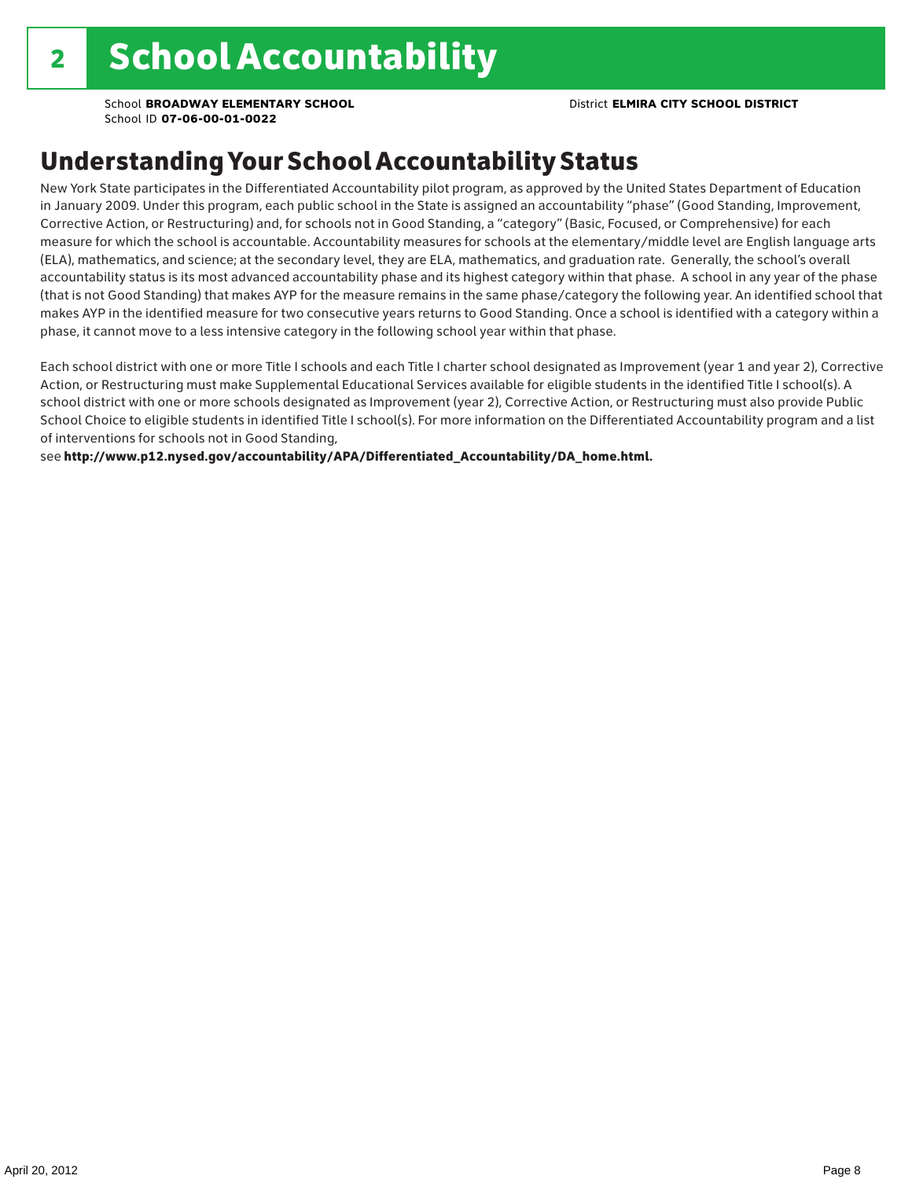# 2 School Accountability

School **BROADWAY ELEMENTARY SCHOOL**
School ID **07-06-00-01-0022**

District **ELMIRA CITY SCHOOL DISTRICT**

## Understanding Your School Accountability Status

New York State participates in the Differentiated Accountability pilot program, as approved by the United States Department of Education in January 2009. Under this program, each public school in the State is assigned an accountability "phase" (Good Standing, Improvement, Corrective Action, or Restructuring) and, for schools not in Good Standing, a "category" (Basic, Focused, or Comprehensive) for each measure for which the school is accountable. Accountability measures for schools at the elementary/middle level are English language arts (ELA), mathematics, and science; at the secondary level, they are ELA, mathematics, and graduation rate. Generally, the school's overall accountability status is its most advanced accountability phase and its highest category within that phase. A school in any year of the phase (that is not Good Standing) that makes AYP for the measure remains in the same phase/category the following year. An identified school that makes AYP in the identified measure for two consecutive years returns to Good Standing. Once a school is identified with a category within a phase, it cannot move to a less intensive category in the following school year within that phase.

Each school district with one or more Title I schools and each Title I charter school designated as Improvement (year 1 and year 2), Corrective Action, or Restructuring must make Supplemental Educational Services available for eligible students in the identified Title I school(s). A school district with one or more schools designated as Improvement (year 2), Corrective Action, or Restructuring must also provide Public School Choice to eligible students in identified Title I school(s). For more information on the Differentiated Accountability program and a list of interventions for schools not in Good Standing,
see **http://www.p12.nysed.gov/accountability/APA/Differentiated_Accountability/DA_home.html.**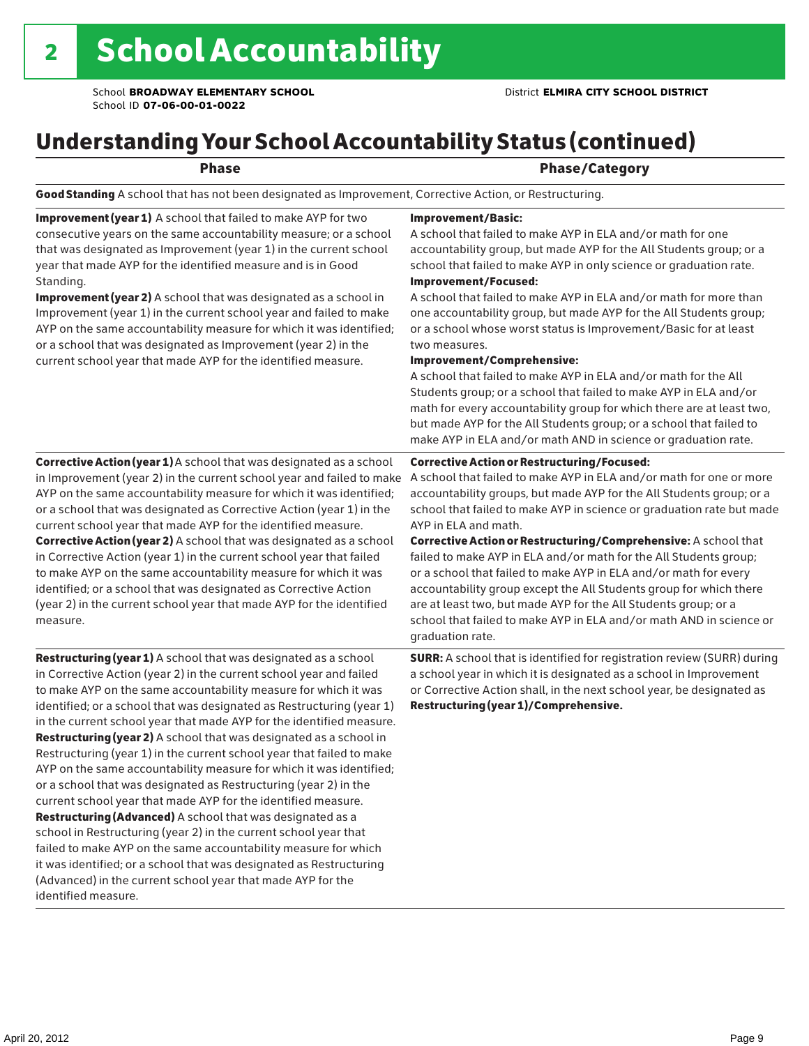# 2 School Accountability

School **BROADWAY ELEMENTARY SCHOOL**
School ID **07-06-00-01-0022**

District **ELMIRA CITY SCHOOL DISTRICT**

## Understanding Your School Accountability Status (continued)

| Phase | Phase/Category |
|---|---|
| **Good Standing** A school that has not been designated as Improvement, Corrective Action, or Restructuring. | |
| **Improvement (year 1)** A school that failed to make AYP for two consecutive years on the same accountability measure; or a school that was designated as Improvement (year 1) in the current school year that made AYP for the identified measure and is in Good Standing.<br>**Improvement (year 2)** A school that was designated as a school in Improvement (year 1) in the current school year and failed to make AYP on the same accountability measure for which it was identified; or a school that was designated as Improvement (year 2) in the current school year that made AYP for the identified measure. | **Improvement/Basic:**<br>A school that failed to make AYP in ELA and/or math for one accountability group, but made AYP for the All Students group; or a school that failed to make AYP in only science or graduation rate.<br>**Improvement/Focused:**<br>A school that failed to make AYP in ELA and/or math for more than one accountability group, but made AYP for the All Students group; or a school whose worst status is Improvement/Basic for at least two measures.<br>**Improvement/Comprehensive:**<br>A school that failed to make AYP in ELA and/or math for the All Students group; or a school that failed to make AYP in ELA and/or math for every accountability group for which there are at least two, but made AYP for the All Students group; or a school that failed to make AYP in ELA and/or math AND in science or graduation rate. |
| **Corrective Action (year 1)** A school that was designated as a school in Improvement (year 2) in the current school year and failed to make AYP on the same accountability measure for which it was identified; or a school that was designated as Corrective Action (year 1) in the current school year that made AYP for the identified measure.<br>**Corrective Action (year 2)** A school that was designated as a school in Corrective Action (year 1) in the current school year that failed to make AYP on the same accountability measure for which it was identified; or a school that was designated as Corrective Action (year 2) in the current school year that made AYP for the identified measure. | **Corrective Action or Restructuring/Focused:**<br>A school that failed to make AYP in ELA and/or math for one or more accountability groups, but made AYP for the All Students group; or a school that failed to make AYP in science or graduation rate but made AYP in ELA and math.<br>**Corrective Action or Restructuring/Comprehensive:** A school that failed to make AYP in ELA and/or math for the All Students group; or a school that failed to make AYP in ELA and/or math for every accountability group except the All Students group for which there are at least two, but made AYP for the All Students group; or a school that failed to make AYP in ELA and/or math AND in science or graduation rate. |
| **Restructuring (year 1)** A school that was designated as a school in Corrective Action (year 2) in the current school year and failed to make AYP on the same accountability measure for which it was identified; or a school that was designated as Restructuring (year 1) in the current school year that made AYP for the identified measure.<br>**Restructuring (year 2)** A school that was designated as a school in Restructuring (year 1) in the current school year that failed to make AYP on the same accountability measure for which it was identified; or a school that was designated as Restructuring (year 2) in the current school year that made AYP for the identified measure.<br>**Restructuring (Advanced)** A school that was designated as a school in Restructuring (year 2) in the current school year that failed to make AYP on the same accountability measure for which it was identified; or a school that was designated as Restructuring (Advanced) in the current school year that made AYP for the identified measure. | **SURR:** A school that is identified for registration review (SURR) during a school year in which it is designated as a school in Improvement or Corrective Action shall, in the next school year, be designated as **Restructuring (year 1)/Comprehensive.** |

April 20, 2012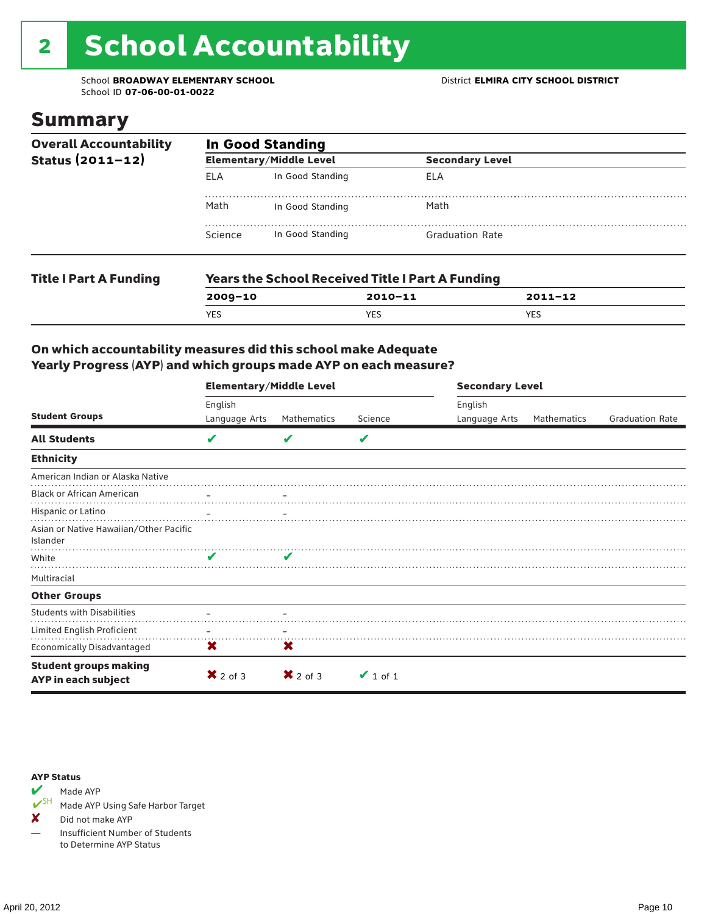# 2 School Accountability

School **BROADWAY ELEMENTARY SCHOOL**
School ID **07-06-00-01-0022**

District **ELMIRA CITY SCHOOL DISTRICT**

## Summary

**Overall Accountability Status (2011–12)**

**In Good Standing**

| Elementary/Middle Level | | Secondary Level | |
|---|---|---|---|
| ELA | In Good Standing | ELA | |
| Math | In Good Standing | Math | |
| Science | In Good Standing | Graduation Rate | |

**Title I Part A Funding**

**Years the School Received Title I Part A Funding**

| 2009–10 | 2010–11 | 2011–12 |
|---|---|---|
| YES | YES | YES |

### On which accountability measures did this school make Adequate Yearly Progress (AYP) and which groups made AYP on each measure?

| Student Groups | Elementary/Middle Level: English Language Arts | Elementary/Middle Level: Mathematics | Elementary/Middle Level: Science | Secondary Level: English Language Arts | Secondary Level: Mathematics | Secondary Level: Graduation Rate |
|---|---|---|---|---|---|---|
| **All Students** | ✔ | ✔ | ✔ | | | |
| **Ethnicity** | | | | | | |
| American Indian or Alaska Native | | | | | | |
| Black or African American | – | – | | | | |
| Hispanic or Latino | – | – | | | | |
| Asian or Native Hawaiian/Other Pacific Islander | | | | | | |
| White | ✔ | ✔ | | | | |
| Multiracial | | | | | | |
| **Other Groups** | | | | | | |
| Students with Disabilities | – | – | | | | |
| Limited English Proficient | – | – | | | | |
| Economically Disadvantaged | ✘ | ✘ | | | | |
| **Student groups making AYP in each subject** | ✘ 2 of 3 | ✘ 2 of 3 | ✔ 1 of 1 | | | |

**AYP Status**

- ✔ Made AYP
- ✔SH Made AYP Using Safe Harbor Target
- ✘ Did not make AYP
- — Insufficient Number of Students to Determine AYP Status

April 20, 2012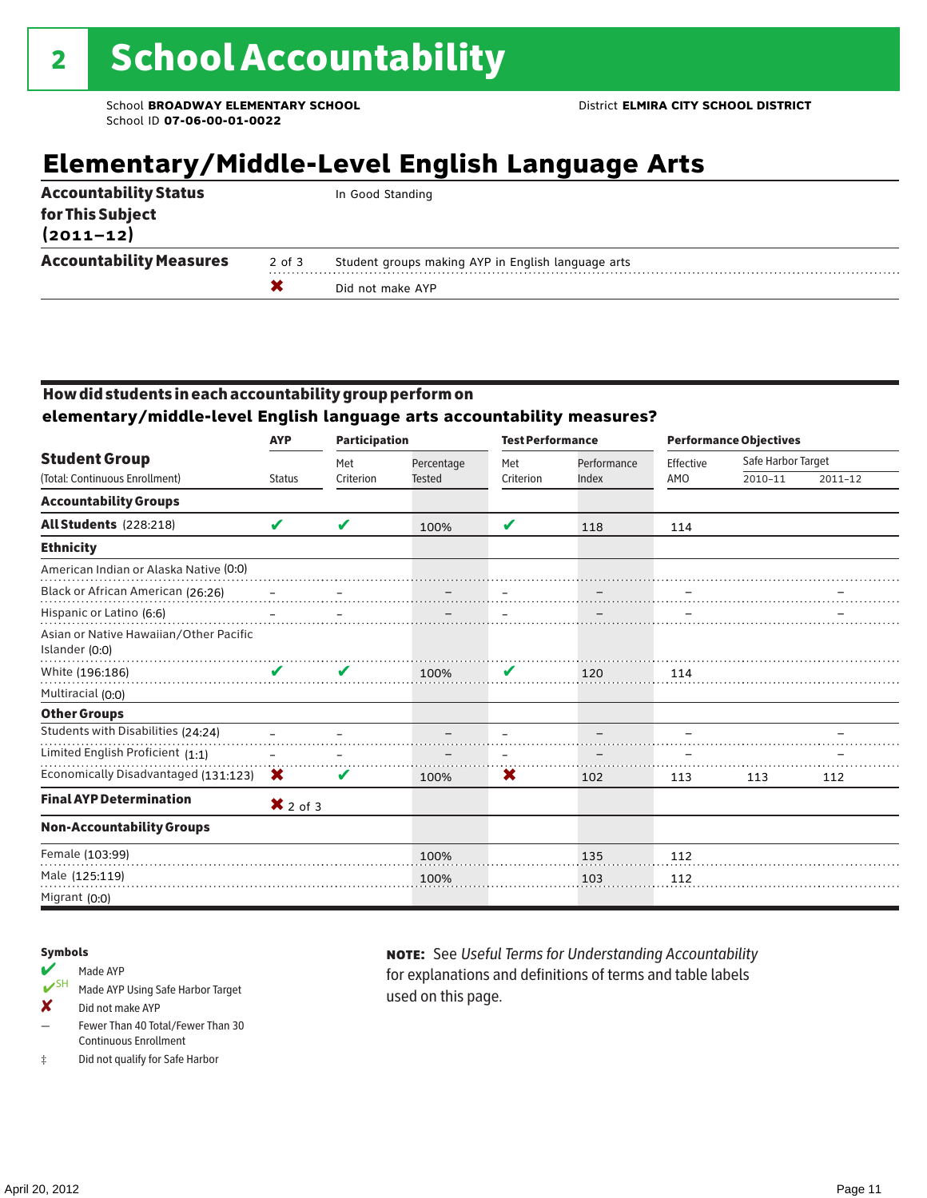# 2 School Accountability

School **BROADWAY ELEMENTARY SCHOOL**
School ID **07-06-00-01-0022**

District **ELMIRA CITY SCHOOL DISTRICT**

## Elementary/Middle-Level English Language Arts

| | | |
|---|---|---|
| **Accountability Status for This Subject (2011–12)** | | In Good Standing |
| **Accountability Measures** | 2 of 3 | Student groups making AYP in English language arts |
| | ✖ | Did not make AYP |

### How did students in each accountability group perform on elementary/middle-level English language arts accountability measures?

| Student Group (Total: Continuous Enrollment) | AYP Status | Participation Met Criterion | Participation Percentage Tested | Test Performance Met Criterion | Test Performance Performance Index | Performance Objectives Effective AMO | Safe Harbor Target 2010–11 | Safe Harbor Target 2011–12 |
|---|---|---|---|---|---|---|---|---|
| **Accountability Groups** | | | | | | | | |
| **All Students** (228:218) | ✔ | ✔ | 100% | ✔ | 118 | 114 | | |
| **Ethnicity** | | | | | | | | |
| American Indian or Alaska Native (0:0) | | | | | | | | |
| Black or African American (26:26) | – | – | – | – | – | – | | – |
| Hispanic or Latino (6:6) | – | – | – | – | – | – | | – |
| Asian or Native Hawaiian/Other Pacific Islander (0:0) | | | | | | | | |
| White (196:186) | ✔ | ✔ | 100% | ✔ | 120 | 114 | | |
| Multiracial (0:0) | | | | | | | | |
| **Other Groups** | | | | | | | | |
| Students with Disabilities (24:24) | – | – | – | – | – | – | | – |
| Limited English Proficient (1:1) | – | – | – | – | – | – | | – |
| Economically Disadvantaged (131:123) | ✖ | ✔ | 100% | ✖ | 102 | 113 | 113 | 112 |
| **Final AYP Determination** | ✖ 2 of 3 | | | | | | | |
| **Non-Accountability Groups** | | | | | | | | |
| Female (103:99) | | | 100% | | 135 | 112 | | |
| Male (125:119) | | | 100% | | 103 | 112 | | |
| Migrant (0:0) | | | | | | | | |

**Symbols**

- ✔ Made AYP
- ✔SH Made AYP Using Safe Harbor Target
- ✖ Did not make AYP
- – Fewer Than 40 Total/Fewer Than 30 Continuous Enrollment
- ‡ Did not qualify for Safe Harbor

**NOTE:** See *Useful Terms for Understanding Accountability* for explanations and definitions of terms and table labels used on this page.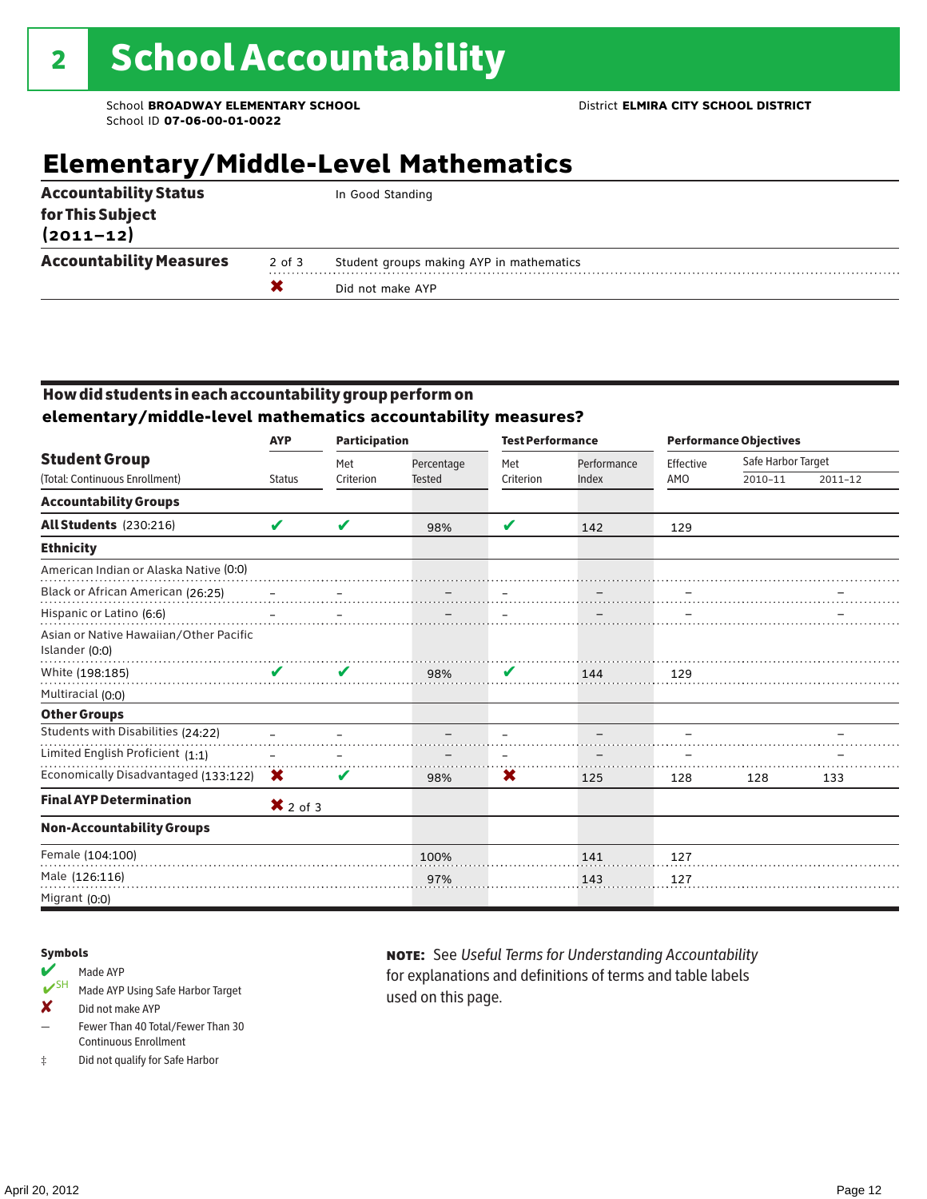# 2 School Accountability

School **BROADWAY ELEMENTARY SCHOOL**
School ID **07-06-00-01-0022**

District **ELMIRA CITY SCHOOL DISTRICT**

## Elementary/Middle-Level Mathematics

| | | |
|---|---|---|
| **Accountability Status for This Subject (2011–12)** | | In Good Standing |
| **Accountability Measures** | 2 of 3 | Student groups making AYP in mathematics |
| | ✘ | Did not make AYP |

### How did students in each accountability group perform on elementary/middle-level mathematics accountability measures?

| Student Group (Total: Continuous Enrollment) | AYP Status | Participation: Met Criterion | Participation: Percentage Tested | Test Performance: Met Criterion | Test Performance: Performance Index | Performance Objectives: Effective AMO | Safe Harbor Target 2010–11 | Safe Harbor Target 2011–12 |
|---|---|---|---|---|---|---|---|---|
| **Accountability Groups** | | | | | | | | |
| **All Students** (230:216) | ✔ | ✔ | 98% | ✔ | 142 | 129 | | |
| **Ethnicity** | | | | | | | | |
| American Indian or Alaska Native (0:0) | | | | | | | | |
| Black or African American (26:25) | – | – | – | – | – | – | | – |
| Hispanic or Latino (6:6) | – | – | – | – | – | – | | – |
| Asian or Native Hawaiian/Other Pacific Islander (0:0) | | | | | | | | |
| White (198:185) | ✔ | ✔ | 98% | ✔ | 144 | 129 | | |
| Multiracial (0:0) | | | | | | | | |
| **Other Groups** | | | | | | | | |
| Students with Disabilities (24:22) | – | – | – | – | – | – | | – |
| Limited English Proficient (1:1) | – | – | – | – | – | – | | – |
| Economically Disadvantaged (133:122) | ✘ | ✔ | 98% | ✘ | 125 | 128 | 128 | 133 |
| **Final AYP Determination** | ✘ 2 of 3 | | | | | | | |
| **Non-Accountability Groups** | | | | | | | | |
| Female (104:100) | | | 100% | | 141 | 127 | | |
| Male (126:116) | | | 97% | | 143 | 127 | | |
| Migrant (0:0) | | | | | | | | |

**Symbols**

- ✔ Made AYP
- ✔SH Made AYP Using Safe Harbor Target
- ✘ Did not make AYP
- – Fewer Than 40 Total/Fewer Than 30 Continuous Enrollment
- ‡ Did not qualify for Safe Harbor

**NOTE:** See *Useful Terms for Understanding Accountability* for explanations and definitions of terms and table labels used on this page.

April 20, 2012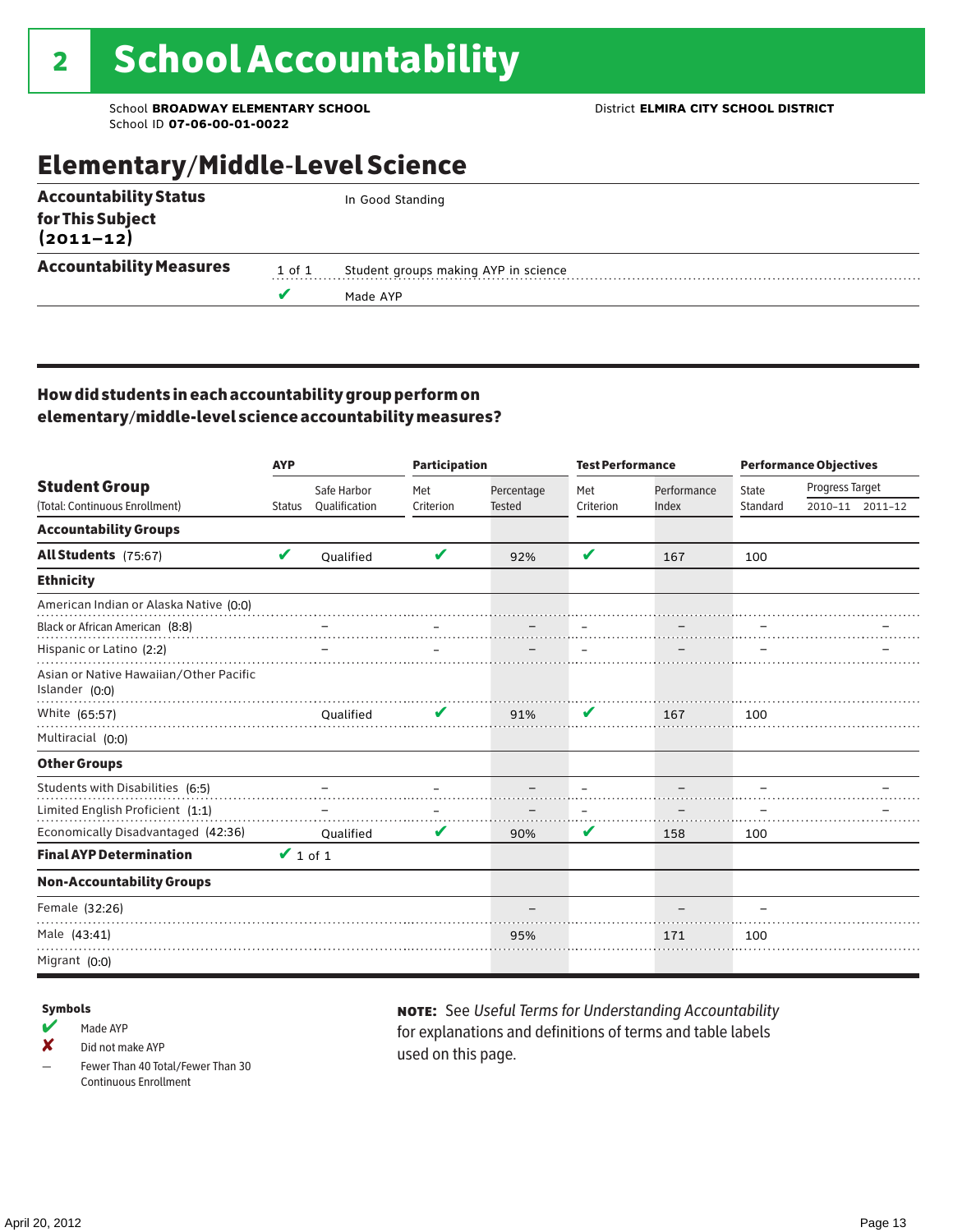# 2 School Accountability

School **BROADWAY ELEMENTARY SCHOOL**
School ID **07-06-00-01-0022**

District **ELMIRA CITY SCHOOL DISTRICT**

## Elementary/Middle-Level Science

| | | |
|---|---|---|
| **Accountability Status for This Subject (2011–12)** | | In Good Standing |
| **Accountability Measures** | 1 of 1 | Student groups making AYP in science |
| | ✔ | Made AYP |

### How did students in each accountability group perform on elementary/middle-level science accountability measures?

| Student Group (Total: Continuous Enrollment) | AYP Status | AYP Safe Harbor Qualification | Participation Met Criterion | Participation Percentage Tested | Test Performance Met Criterion | Test Performance Performance Index | Performance Objectives State Standard | Progress Target 2010–11 | Progress Target 2011–12 |
|---|---|---|---|---|---|---|---|---|---|
| **Accountability Groups** | | | | | | | | | |
| **All Students** (75:67) | ✔ | Qualified | ✔ | 92% | ✔ | 167 | 100 | | |
| **Ethnicity** | | | | | | | | | |
| American Indian or Alaska Native (0:0) | | | | | | | | | |
| Black or African American (8:8) | | – | – | – | – | – | – | | – |
| Hispanic or Latino (2:2) | | – | – | – | – | – | – | | – |
| Asian or Native Hawaiian/Other Pacific Islander (0:0) | | | | | | | | | |
| White (65:57) | | Qualified | ✔ | 91% | ✔ | 167 | 100 | | |
| Multiracial (0:0) | | | | | | | | | |
| **Other Groups** | | | | | | | | | |
| Students with Disabilities (6:5) | | – | – | – | – | – | – | | – |
| Limited English Proficient (1:1) | | – | – | – | – | – | – | | – |
| Economically Disadvantaged (42:36) | | Qualified | ✔ | 90% | ✔ | 158 | 100 | | |
| **Final AYP Determination** | ✔ 1 of 1 | | | | | | | | |
| **Non-Accountability Groups** | | | | | | | | | |
| Female (32:26) | | | | – | | – | – | | |
| Male (43:41) | | | | 95% | | 171 | 100 | | |
| Migrant (0:0) | | | | | | | | | |

**Symbols**

- ✔ Made AYP
- ✘ Did not make AYP
- – Fewer Than 40 Total/Fewer Than 30 Continuous Enrollment

**NOTE:** See *Useful Terms for Understanding Accountability* for explanations and definitions of terms and table labels used on this page.

April 20, 2012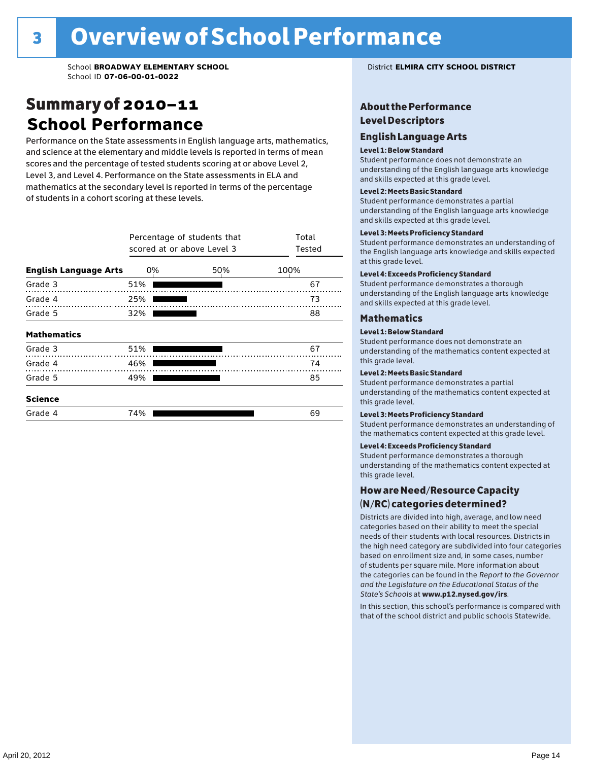# 3 Overview of School Performance

School **BROADWAY ELEMENTARY SCHOOL**
School ID **07-06-00-01-0022**

District **ELMIRA CITY SCHOOL DISTRICT**

## Summary of 2010–11 School Performance

Performance on the State assessments in English language arts, mathematics, and science at the elementary and middle levels is reported in terms of mean scores and the percentage of tested students scoring at or above Level 2, Level 3, and Level 4. Performance on the State assessments in ELA and mathematics at the secondary level is reported in terms of the percentage of students in a cohort scoring at these levels.

| | Percentage of students that scored at or above Level 3 | Total Tested |
|---|---|---|
| **English Language Arts** | | |
| Grade 3 | 51% | 67 |
| Grade 4 | 25% | 73 |
| Grade 5 | 32% | 88 |
| **Mathematics** | | |
| Grade 3 | 51% | 67 |
| Grade 4 | 46% | 74 |
| Grade 5 | 49% | 85 |
| **Science** | | |
| Grade 4 | 74% | 69 |

## About the Performance Level Descriptors

### English Language Arts

**Level 1: Below Standard**
Student performance does not demonstrate an understanding of the English language arts knowledge and skills expected at this grade level.

**Level 2: Meets Basic Standard**
Student performance demonstrates a partial understanding of the English language arts knowledge and skills expected at this grade level.

**Level 3: Meets Proficiency Standard**
Student performance demonstrates an understanding of the English language arts knowledge and skills expected at this grade level.

**Level 4: Exceeds Proficiency Standard**
Student performance demonstrates a thorough understanding of the English language arts knowledge and skills expected at this grade level.

### Mathematics

**Level 1: Below Standard**
Student performance does not demonstrate an understanding of the mathematics content expected at this grade level.

**Level 2: Meets Basic Standard**
Student performance demonstrates a partial understanding of the mathematics content expected at this grade level.

**Level 3: Meets Proficiency Standard**
Student performance demonstrates an understanding of the mathematics content expected at this grade level.

**Level 4: Exceeds Proficiency Standard**
Student performance demonstrates a thorough understanding of the mathematics content expected at this grade level.

## How are Need/Resource Capacity (N/RC) categories determined?

Districts are divided into high, average, and low need categories based on their ability to meet the special needs of their students with local resources. Districts in the high need category are subdivided into four categories based on enrollment size and, in some cases, number of students per square mile. More information about the categories can be found in the *Report to the Governor and the Legislature on the Educational Status of the State's Schools* at **www.p12.nysed.gov/irs**.

In this section, this school's performance is compared with that of the school district and public schools Statewide.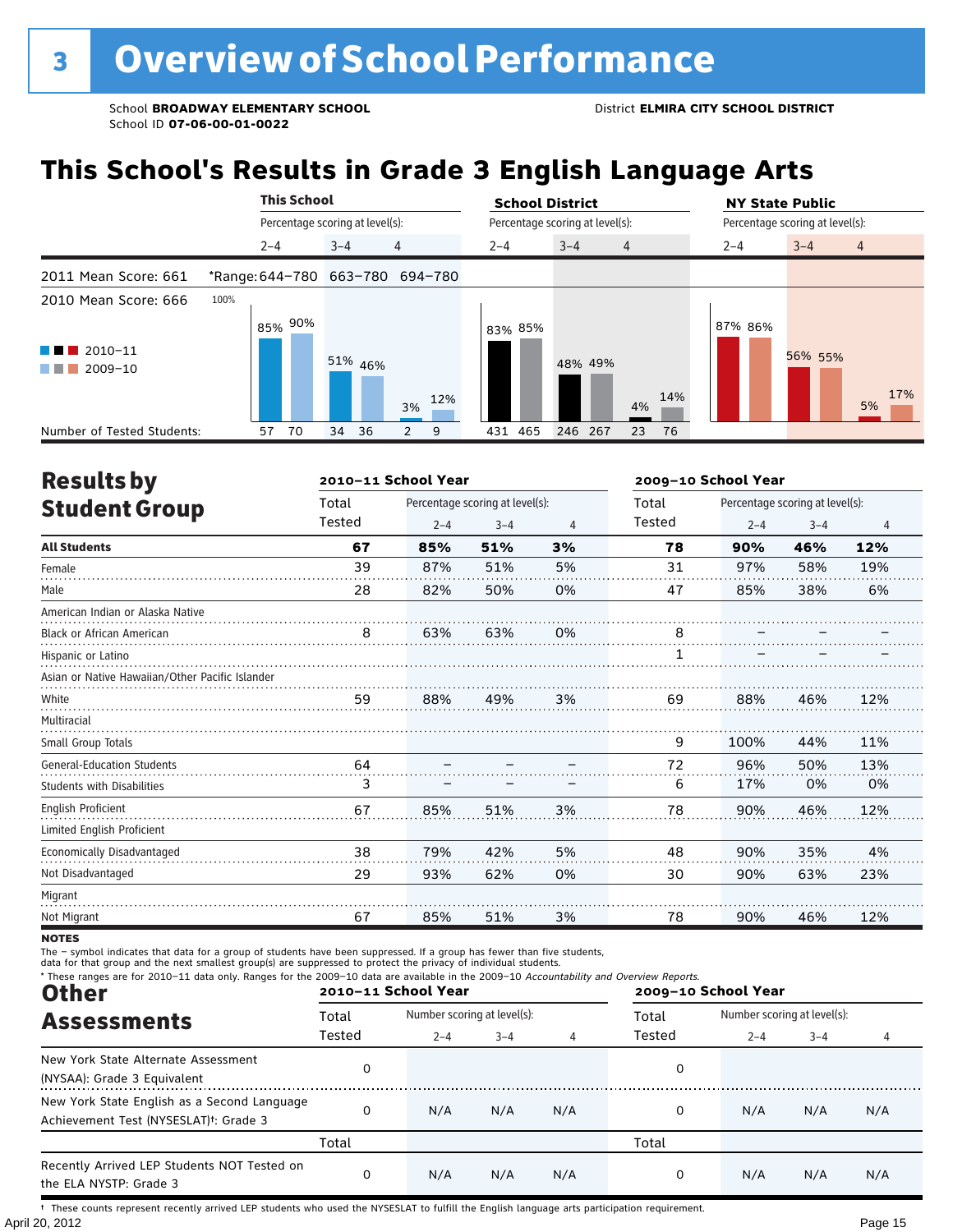# 3 Overview of School Performance

School **BROADWAY ELEMENTARY SCHOOL**
School ID **07-06-00-01-0022**

District **ELMIRA CITY SCHOOL DISTRICT**

## This School's Results in Grade 3 English Language Arts

| | This School | | | School District | | | NY State Public | | |
|---|---|---|---|---|---|---|---|---|---|
| | Percentage scoring at level(s): | | | Percentage scoring at level(s): | | | Percentage scoring at level(s): | | |
| | 2–4 | 3–4 | 4 | 2–4 | 3–4 | 4 | 2–4 | 3–4 | 4 |
| 2011 Mean Score: 661 | *Range: 644–780 | 663–780 | 694–780 | | | | | | |
| 2010 Mean Score: 666 | | | | | | | | | |
| 2010–11 | 85% | 51% | 3% | 83% | 48% | 4% | 87% | 56% | 5% |
| 2009–10 | 90% | 46% | 12% | 85% | 49% | 14% | 86% | 55% | 17% |
| Number of Tested Students (2010–11) | 57 | 34 | 2 | 431 | 246 | 23 | | | |
| Number of Tested Students (2009–10) | 70 | 36 | 9 | 465 | 267 | 76 | | | |

## Results by Student Group

| | 2010–11 School Year | | | | 2009–10 School Year | | | |
|---|---|---|---|---|---|---|---|---|
| | Total Tested | Percentage scoring at level(s): | | | Total Tested | Percentage scoring at level(s): | | |
| | | 2–4 | 3–4 | 4 | | 2–4 | 3–4 | 4 |
| **All Students** | **67** | **85%** | **51%** | **3%** | **78** | **90%** | **46%** | **12%** |
| Female | 39 | 87% | 51% | 5% | 31 | 97% | 58% | 19% |
| Male | 28 | 82% | 50% | 0% | 47 | 85% | 38% | 6% |
| American Indian or Alaska Native | | | | | | | | |
| Black or African American | 8 | 63% | 63% | 0% | 8 | – | – | – |
| Hispanic or Latino | | | | | 1 | – | – | – |
| Asian or Native Hawaiian/Other Pacific Islander | | | | | | | | |
| White | 59 | 88% | 49% | 3% | 69 | 88% | 46% | 12% |
| Multiracial | | | | | | | | |
| Small Group Totals | | | | | 9 | 100% | 44% | 11% |
| General-Education Students | 64 | – | – | – | 72 | 96% | 50% | 13% |
| Students with Disabilities | 3 | – | – | – | 6 | 17% | 0% | 0% |
| English Proficient | 67 | 85% | 51% | 3% | 78 | 90% | 46% | 12% |
| Limited English Proficient | | | | | | | | |
| Economically Disadvantaged | 38 | 79% | 42% | 5% | 48 | 90% | 35% | 4% |
| Not Disadvantaged | 29 | 93% | 62% | 0% | 30 | 90% | 63% | 23% |
| Migrant | | | | | | | | |
| Not Migrant | 67 | 85% | 51% | 3% | 78 | 90% | 46% | 12% |

**NOTES**

The – symbol indicates that data for a group of students have been suppressed. If a group has fewer than five students, data for that group and the next smallest group(s) are suppressed to protect the privacy of individual students.

\* These ranges are for 2010–11 data only. Ranges for the 2009–10 data are available in the 2009–10 *Accountability and Overview Reports*.

## Other Assessments

| | 2010–11 School Year | | | | 2009–10 School Year | | | |
|---|---|---|---|---|---|---|---|---|
| | Total Tested | Number scoring at level(s): | | | Total Tested | Number scoring at level(s): | | |
| | | 2–4 | 3–4 | 4 | | 2–4 | 3–4 | 4 |
| New York State Alternate Assessment (NYSAA): Grade 3 Equivalent | 0 | | | | 0 | | | |
| New York State English as a Second Language Achievement Test (NYSESLAT)†: Grade 3 | 0 | N/A | N/A | N/A | 0 | N/A | N/A | N/A |
| | Total | | | | Total | | | |
| Recently Arrived LEP Students NOT Tested on the ELA NYSTP: Grade 3 | 0 | N/A | N/A | N/A | 0 | N/A | N/A | N/A |

† These counts represent recently arrived LEP students who used the NYSESLAT to fulfill the English language arts participation requirement.

April 20, 2012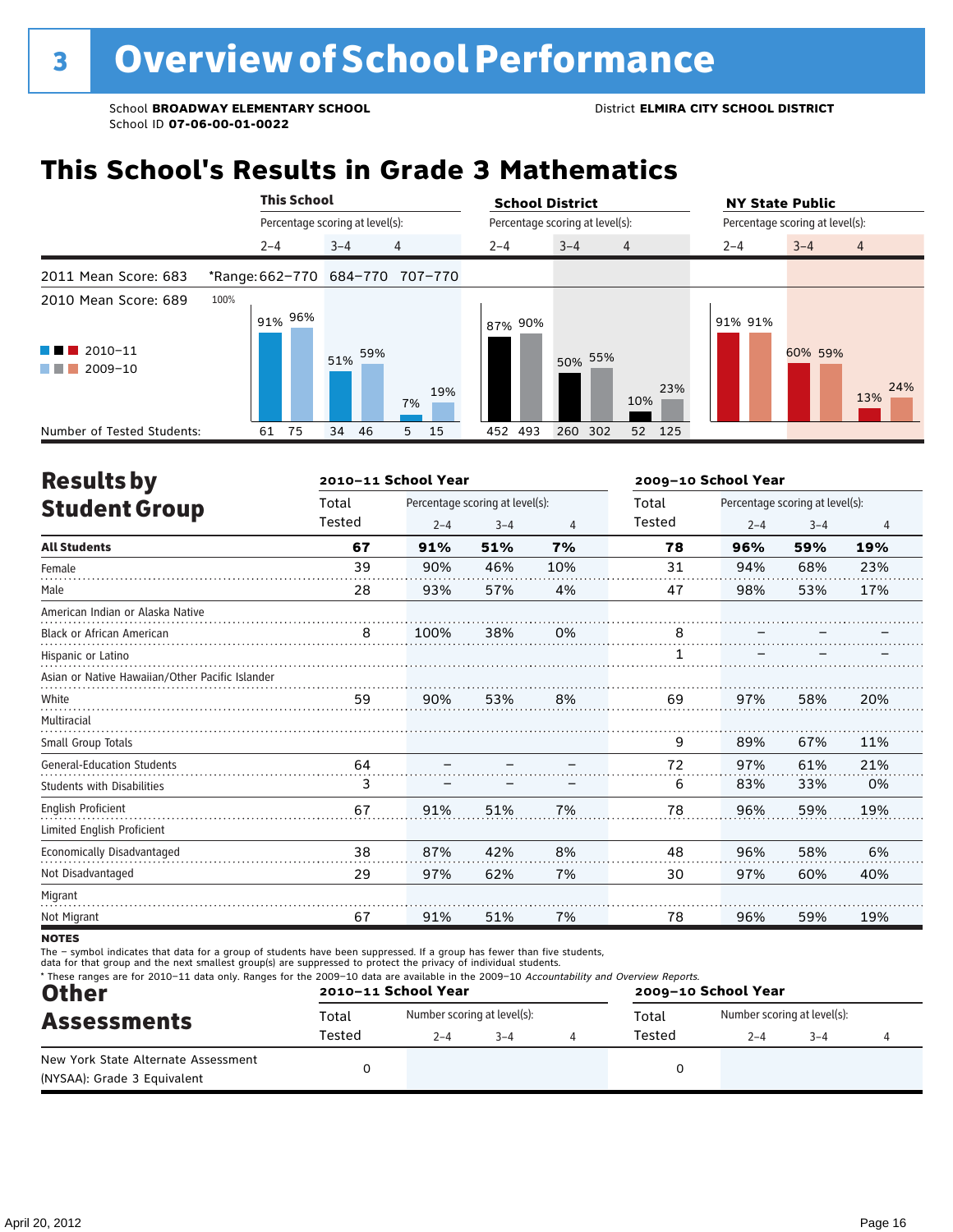# 3 Overview of School Performance

School **BROADWAY ELEMENTARY SCHOOL**
School ID **07-06-00-01-0022**

District **ELMIRA CITY SCHOOL DISTRICT**

## This School's Results in Grade 3 Mathematics

| | This School 2–4 | This School 3–4 | This School 4 | School District 2–4 | School District 3–4 | School District 4 | NY State Public 2–4 | NY State Public 3–4 | NY State Public 4 |
|---|---|---|---|---|---|---|---|---|---|
| 2011 Mean Score: 683 | *Range: 662–770 | 684–770 | 707–770 | | | | | | |
| 2010 Mean Score: 689 | | | | | | | | | |
| 2010–11 | 91% | 51% | 7% | 87% | 50% | 10% | 91% | 60% | 13% |
| 2009–10 | 96% | 59% | 19% | 90% | 55% | 23% | 91% | 59% | 24% |
| Number of Tested Students: 2010–11 | 61 | 34 | 5 | 452 | 260 | 52 | | | |
| Number of Tested Students: 2009–10 | 75 | 46 | 15 | 493 | 302 | 125 | | | |

## Results by Student Group

| | 2010–11 Total Tested | 2010–11 2–4 | 2010–11 3–4 | 2010–11 4 | 2009–10 Total Tested | 2009–10 2–4 | 2009–10 3–4 | 2009–10 4 |
|---|---|---|---|---|---|---|---|---|
| **All Students** | **67** | **91%** | **51%** | **7%** | **78** | **96%** | **59%** | **19%** |
| Female | 39 | 90% | 46% | 10% | 31 | 94% | 68% | 23% |
| Male | 28 | 93% | 57% | 4% | 47 | 98% | 53% | 17% |
| American Indian or Alaska Native | | | | | | | | |
| Black or African American | 8 | 100% | 38% | 0% | 8 | – | – | – |
| Hispanic or Latino | | | | | 1 | – | – | – |
| Asian or Native Hawaiian/Other Pacific Islander | | | | | | | | |
| White | 59 | 90% | 53% | 8% | 69 | 97% | 58% | 20% |
| Multiracial | | | | | | | | |
| Small Group Totals | | | | | 9 | 89% | 67% | 11% |
| General-Education Students | 64 | – | – | – | 72 | 97% | 61% | 21% |
| Students with Disabilities | 3 | – | – | – | 6 | 83% | 33% | 0% |
| English Proficient | 67 | 91% | 51% | 7% | 78 | 96% | 59% | 19% |
| Limited English Proficient | | | | | | | | |
| Economically Disadvantaged | 38 | 87% | 42% | 8% | 48 | 96% | 58% | 6% |
| Not Disadvantaged | 29 | 97% | 62% | 7% | 30 | 97% | 60% | 40% |
| Migrant | | | | | | | | |
| Not Migrant | 67 | 91% | 51% | 7% | 78 | 96% | 59% | 19% |

**NOTES**

The – symbol indicates that data for a group of students have been suppressed. If a group has fewer than five students, data for that group and the next smallest group(s) are suppressed to protect the privacy of individual students.

* These ranges are for 2010–11 data only. Ranges for the 2009–10 data are available in the 2009–10 *Accountability and Overview Reports.*

## Other Assessments

| | 2010–11 Total Tested | 2010–11 2–4 | 2010–11 3–4 | 2010–11 4 | 2009–10 Total Tested | 2009–10 2–4 | 2009–10 3–4 | 2009–10 4 |
|---|---|---|---|---|---|---|---|---|
| New York State Alternate Assessment (NYSAA): Grade 3 Equivalent | 0 | | | | 0 | | | |

April 20, 2012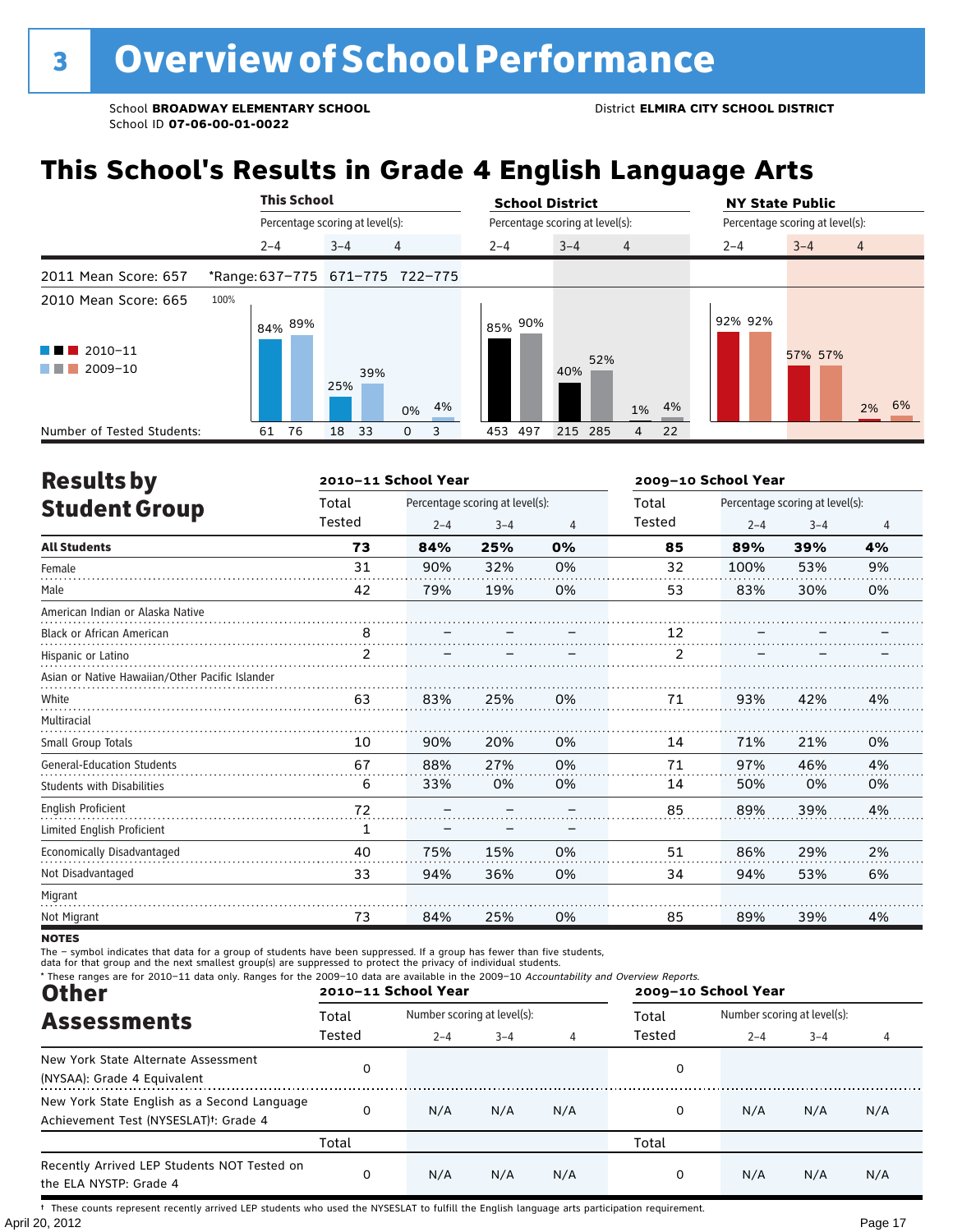# 3 Overview of School Performance

School **BROADWAY ELEMENTARY SCHOOL**
School ID **07-06-00-01-0022**

District **ELMIRA CITY SCHOOL DISTRICT**

## This School's Results in Grade 4 English Language Arts

2011 Mean Score: 657
2010 Mean Score: 665

*Range: 637–775 (2–4), 671–775 (3–4), 722–775 (4)

| | This School 2–4 | | This School 3–4 | | This School 4 | | School District 2–4 | | School District 3–4 | | School District 4 | | NY State Public 2–4 | | NY State Public 3–4 | | NY State Public 4 | |
|---|---|---|---|---|---|---|---|---|---|---|---|---|---|---|---|---|---|---|
| | 2010–11 | 2009–10 | 2010–11 | 2009–10 | 2010–11 | 2009–10 | 2010–11 | 2009–10 | 2010–11 | 2009–10 | 2010–11 | 2009–10 | 2010–11 | 2009–10 | 2010–11 | 2009–10 | 2010–11 | 2009–10 |
| Percentage scoring at level(s) | 84% | 89% | 25% | 39% | 0% | 4% | 85% | 90% | 40% | 52% | 1% | 4% | 92% | 92% | 57% | 57% | 2% | 6% |
| Number of Tested Students | 61 | 76 | 18 | 33 | 0 | 3 | 453 | 497 | 215 | 285 | 4 | 22 | | | | | | |

## Results by Student Group

| | 2010–11 School Year | | | | 2009–10 School Year | | | |
|---|---|---|---|---|---|---|---|---|
| | Total Tested | Percentage scoring at level(s): 2–4 | 3–4 | 4 | Total Tested | Percentage scoring at level(s): 2–4 | 3–4 | 4 |
| **All Students** | **73** | **84%** | **25%** | **0%** | **85** | **89%** | **39%** | **4%** |
| Female | 31 | 90% | 32% | 0% | 32 | 100% | 53% | 9% |
| Male | 42 | 79% | 19% | 0% | 53 | 83% | 30% | 0% |
| American Indian or Alaska Native | | | | | | | | |
| Black or African American | 8 | – | – | – | 12 | – | – | – |
| Hispanic or Latino | 2 | – | – | – | 2 | – | – | – |
| Asian or Native Hawaiian/Other Pacific Islander | | | | | | | | |
| White | 63 | 83% | 25% | 0% | 71 | 93% | 42% | 4% |
| Multiracial | | | | | | | | |
| Small Group Totals | 10 | 90% | 20% | 0% | 14 | 71% | 21% | 0% |
| General-Education Students | 67 | 88% | 27% | 0% | 71 | 97% | 46% | 4% |
| Students with Disabilities | 6 | 33% | 0% | 0% | 14 | 50% | 0% | 0% |
| English Proficient | 72 | – | – | – | 85 | 89% | 39% | 4% |
| Limited English Proficient | 1 | – | – | – | | | | |
| Economically Disadvantaged | 40 | 75% | 15% | 0% | 51 | 86% | 29% | 2% |
| Not Disadvantaged | 33 | 94% | 36% | 0% | 34 | 94% | 53% | 6% |
| Migrant | | | | | | | | |
| Not Migrant | 73 | 84% | 25% | 0% | 85 | 89% | 39% | 4% |

**NOTES**

The – symbol indicates that data for a group of students have been suppressed. If a group has fewer than five students, data for that group and the next smallest group(s) are suppressed to protect the privacy of individual students.

\* These ranges are for 2010–11 data only. Ranges for the 2009–10 data are available in the 2009–10 *Accountability and Overview Reports.*

## Other Assessments

| | 2010–11 School Year | | | | 2009–10 School Year | | | |
|---|---|---|---|---|---|---|---|---|
| | Total Tested | Number scoring at level(s): 2–4 | 3–4 | 4 | Total Tested | Number scoring at level(s): 2–4 | 3–4 | 4 |
| New York State Alternate Assessment (NYSAA): Grade 4 Equivalent | 0 | | | | 0 | | | |
| New York State English as a Second Language Achievement Test (NYSESLAT)†: Grade 4 | 0 | N/A | N/A | N/A | 0 | N/A | N/A | N/A |
| | Total | | | | Total | | | |
| Recently Arrived LEP Students NOT Tested on the ELA NYSTP: Grade 4 | 0 | N/A | N/A | N/A | 0 | N/A | N/A | N/A |

† These counts represent recently arrived LEP students who used the NYSESLAT to fulfill the English language arts participation requirement.

April 20, 2012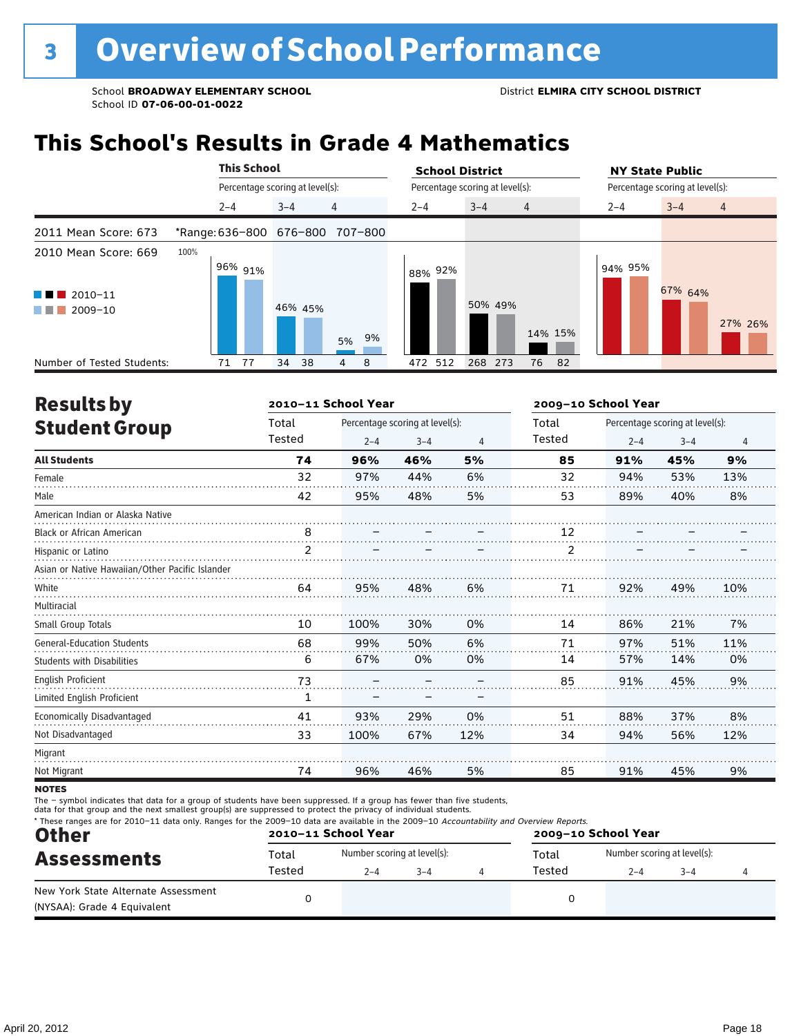# 3 Overview of School Performance

School **BROADWAY ELEMENTARY SCHOOL**
School ID **07-06-00-01-0022**

District **ELMIRA CITY SCHOOL DISTRICT**

## This School's Results in Grade 4 Mathematics

| | This School | | | School District | | | NY State Public | | |
|---|---|---|---|---|---|---|---|---|---|
| | Percentage scoring at level(s): | | | Percentage scoring at level(s): | | | Percentage scoring at level(s): | | |
| | 2–4 | 3–4 | 4 | 2–4 | 3–4 | 4 | 2–4 | 3–4 | 4 |
| 2011 Mean Score: 673 | *Range: 636–800 | 676–800 | 707–800 | | | | | | |
| 2010 Mean Score: 669 | | | | | | | | | |
| 2010–11 | 96% | 46% | 5% | 88% | 50% | 14% | 94% | 67% | 27% |
| 2009–10 | 91% | 45% | 9% | 92% | 49% | 15% | 95% | 64% | 26% |
| Number of Tested Students: 2010–11 | 71 | 34 | 4 | 472 | 268 | 76 | | | |
| Number of Tested Students: 2009–10 | 77 | 38 | 8 | 512 | 273 | 82 | | | |

## Results by Student Group

| | 2010–11 School Year | | | | 2009–10 School Year | | | |
|---|---|---|---|---|---|---|---|---|
| | Total Tested | Percentage scoring at level(s): 2–4 | 3–4 | 4 | Total Tested | Percentage scoring at level(s): 2–4 | 3–4 | 4 |
| **All Students** | **74** | **96%** | **46%** | **5%** | **85** | **91%** | **45%** | **9%** |
| Female | 32 | 97% | 44% | 6% | 32 | 94% | 53% | 13% |
| Male | 42 | 95% | 48% | 5% | 53 | 89% | 40% | 8% |
| American Indian or Alaska Native | | | | | | | | |
| Black or African American | 8 | – | – | – | 12 | – | – | – |
| Hispanic or Latino | 2 | – | – | – | 2 | – | – | – |
| Asian or Native Hawaiian/Other Pacific Islander | | | | | | | | |
| White | 64 | 95% | 48% | 6% | 71 | 92% | 49% | 10% |
| Multiracial | | | | | | | | |
| Small Group Totals | 10 | 100% | 30% | 0% | 14 | 86% | 21% | 7% |
| General-Education Students | 68 | 99% | 50% | 6% | 71 | 97% | 51% | 11% |
| Students with Disabilities | 6 | 67% | 0% | 0% | 14 | 57% | 14% | 0% |
| English Proficient | 73 | – | – | – | 85 | 91% | 45% | 9% |
| Limited English Proficient | 1 | – | – | – | | | | |
| Economically Disadvantaged | 41 | 93% | 29% | 0% | 51 | 88% | 37% | 8% |
| Not Disadvantaged | 33 | 100% | 67% | 12% | 34 | 94% | 56% | 12% |
| Migrant | | | | | | | | |
| Not Migrant | 74 | 96% | 46% | 5% | 85 | 91% | 45% | 9% |

**NOTES**

The – symbol indicates that data for a group of students have been suppressed. If a group has fewer than five students, data for that group and the next smallest group(s) are suppressed to protect the privacy of individual students.

\* These ranges are for 2010–11 data only. Ranges for the 2009–10 data are available in the 2009–10 *Accountability and Overview Reports.*

## Other Assessments

| | 2010–11 School Year | | | | 2009–10 School Year | | | |
|---|---|---|---|---|---|---|---|---|
| | Total Tested | Number scoring at level(s): 2–4 | 3–4 | 4 | Total Tested | Number scoring at level(s): 2–4 | 3–4 | 4 |
| New York State Alternate Assessment (NYSAA): Grade 4 Equivalent | 0 | | | | 0 | | | |

April 20, 2012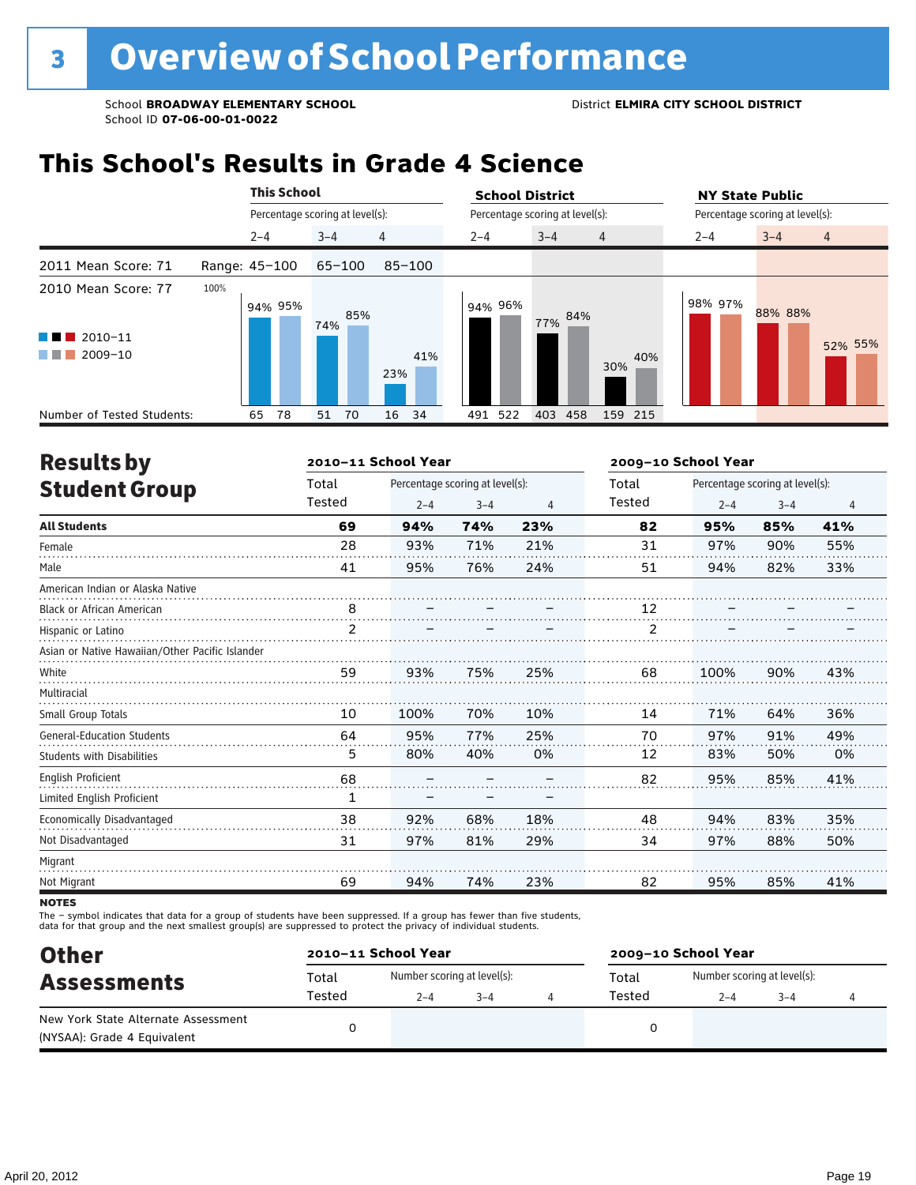# 3 Overview of School Performance

School **BROADWAY ELEMENTARY SCHOOL**
School ID **07-06-00-01-0022**

District **ELMIRA CITY SCHOOL DISTRICT**

## This School's Results in Grade 4 Science

2011 Mean Score: 71
2010 Mean Score: 77

Range: 45–100 (Level 2–4), 65–100 (Level 3–4), 85–100 (Level 4)

| | This School 2–4 | | This School 3–4 | | This School 4 | | School District 2–4 | | School District 3–4 | | School District 4 | | NY State Public 2–4 | | NY State Public 3–4 | | NY State Public 4 | |
|---|---|---|---|---|---|---|---|---|---|---|---|---|---|---|---|---|---|---|
| | 2010–11 | 2009–10 | 2010–11 | 2009–10 | 2010–11 | 2009–10 | 2010–11 | 2009–10 | 2010–11 | 2009–10 | 2010–11 | 2009–10 | 2010–11 | 2009–10 | 2010–11 | 2009–10 | 2010–11 | 2009–10 |
| Percentage scoring at level(s) | 94% | 95% | 74% | 85% | 23% | 41% | 94% | 96% | 77% | 84% | 30% | 40% | 98% | 97% | 88% | 88% | 52% | 55% |
| Number of Tested Students | 65 | 78 | 51 | 70 | 16 | 34 | 491 | 522 | 403 | 458 | 159 | 215 | | | | | | |

## Results by Student Group

| | 2010–11 School Year | | | | 2009–10 School Year | | | |
|---|---|---|---|---|---|---|---|---|
| | Total Tested | Percentage scoring at level(s): 2–4 | 3–4 | 4 | Total Tested | Percentage scoring at level(s): 2–4 | 3–4 | 4 |
| **All Students** | **69** | **94%** | **74%** | **23%** | **82** | **95%** | **85%** | **41%** |
| Female | 28 | 93% | 71% | 21% | 31 | 97% | 90% | 55% |
| Male | 41 | 95% | 76% | 24% | 51 | 94% | 82% | 33% |
| American Indian or Alaska Native | | | | | | | | |
| Black or African American | 8 | – | – | – | 12 | – | – | – |
| Hispanic or Latino | 2 | – | – | – | 2 | – | – | – |
| Asian or Native Hawaiian/Other Pacific Islander | | | | | | | | |
| White | 59 | 93% | 75% | 25% | 68 | 100% | 90% | 43% |
| Multiracial | | | | | | | | |
| Small Group Totals | 10 | 100% | 70% | 10% | 14 | 71% | 64% | 36% |
| General-Education Students | 64 | 95% | 77% | 25% | 70 | 97% | 91% | 49% |
| Students with Disabilities | 5 | 80% | 40% | 0% | 12 | 83% | 50% | 0% |
| English Proficient | 68 | – | – | – | 82 | 95% | 85% | 41% |
| Limited English Proficient | 1 | – | – | – | | | | |
| Economically Disadvantaged | 38 | 92% | 68% | 18% | 48 | 94% | 83% | 35% |
| Not Disadvantaged | 31 | 97% | 81% | 29% | 34 | 97% | 88% | 50% |
| Migrant | | | | | | | | |
| Not Migrant | 69 | 94% | 74% | 23% | 82 | 95% | 85% | 41% |

**NOTES**

The – symbol indicates that data for a group of students have been suppressed. If a group has fewer than five students, data for that group and the next smallest group(s) are suppressed to protect the privacy of individual students.

## Other Assessments

| | 2010–11 School Year | | | | 2009–10 School Year | | | |
|---|---|---|---|---|---|---|---|---|
| | Total Tested | Number scoring at level(s): 2–4 | 3–4 | 4 | Total Tested | Number scoring at level(s): 2–4 | 3–4 | 4 |
| New York State Alternate Assessment (NYSAA): Grade 4 Equivalent | 0 | | | | 0 | | | |

April 20, 2012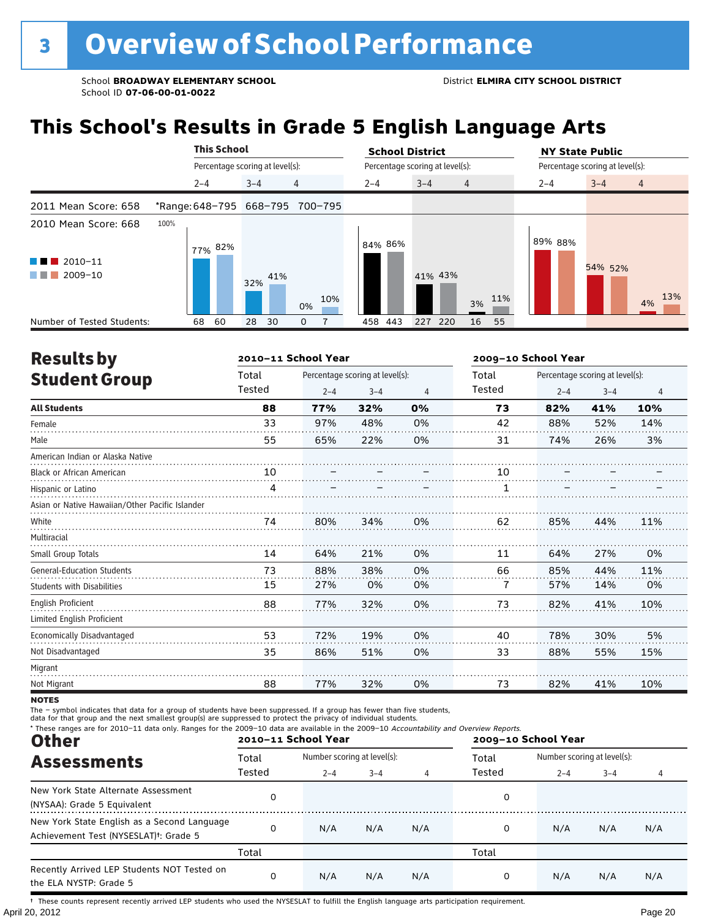# 3 Overview of School Performance

School **BROADWAY ELEMENTARY SCHOOL**
School ID **07-06-00-01-0022**

District **ELMIRA CITY SCHOOL DISTRICT**

## This School's Results in Grade 5 English Language Arts

| | This School | | | School District | | | NY State Public | | |
|---|---|---|---|---|---|---|---|---|---|
| Percentage scoring at level(s): | 2–4 | 3–4 | 4 | 2–4 | 3–4 | 4 | 2–4 | 3–4 | 4 |
| 2011 Mean Score: 658 | *Range: 648–795 | 668–795 | 700–795 | | | | | | |
| 2010 Mean Score: 668 | | | | | | | | | |
| 2010–11 | 77% | 32% | 0% | 84% | 41% | 3% | 89% | 54% | 4% |
| 2009–10 | 82% | 41% | 10% | 86% | 43% | 11% | 88% | 52% | 13% |
| Number of Tested Students: 2010–11 | 68 | 28 | 0 | 458 | 227 | 16 | | | |
| Number of Tested Students: 2009–10 | 60 | 30 | 7 | 443 | 220 | 55 | | | |

## Results by Student Group

| | 2010–11 School Year | | | | 2009–10 School Year | | | |
|---|---|---|---|---|---|---|---|---|
| | Total Tested | Percentage scoring at level(s): 2–4 | 3–4 | 4 | Total Tested | Percentage scoring at level(s): 2–4 | 3–4 | 4 |
| **All Students** | **88** | **77%** | **32%** | **0%** | **73** | **82%** | **41%** | **10%** |
| Female | 33 | 97% | 48% | 0% | 42 | 88% | 52% | 14% |
| Male | 55 | 65% | 22% | 0% | 31 | 74% | 26% | 3% |
| American Indian or Alaska Native | | | | | | | | |
| Black or African American | 10 | – | – | – | 10 | – | – | – |
| Hispanic or Latino | 4 | – | – | – | 1 | – | – | – |
| Asian or Native Hawaiian/Other Pacific Islander | | | | | | | | |
| White | 74 | 80% | 34% | 0% | 62 | 85% | 44% | 11% |
| Multiracial | | | | | | | | |
| Small Group Totals | 14 | 64% | 21% | 0% | 11 | 64% | 27% | 0% |
| General-Education Students | 73 | 88% | 38% | 0% | 66 | 85% | 44% | 11% |
| Students with Disabilities | 15 | 27% | 0% | 0% | 7 | 57% | 14% | 0% |
| English Proficient | 88 | 77% | 32% | 0% | 73 | 82% | 41% | 10% |
| Limited English Proficient | | | | | | | | |
| Economically Disadvantaged | 53 | 72% | 19% | 0% | 40 | 78% | 30% | 5% |
| Not Disadvantaged | 35 | 86% | 51% | 0% | 33 | 88% | 55% | 15% |
| Migrant | | | | | | | | |
| Not Migrant | 88 | 77% | 32% | 0% | 73 | 82% | 41% | 10% |

**NOTES**

The – symbol indicates that data for a group of students have been suppressed. If a group has fewer than five students, data for that group and the next smallest group(s) are suppressed to protect the privacy of individual students.

\* These ranges are for 2010–11 data only. Ranges for the 2009–10 data are available in the 2009–10 *Accountability and Overview Reports.*

## Other Assessments

| | 2010–11 School Year | | | | 2009–10 School Year | | | |
|---|---|---|---|---|---|---|---|---|
| | Total Tested | Number scoring at level(s): 2–4 | 3–4 | 4 | Total Tested | Number scoring at level(s): 2–4 | 3–4 | 4 |
| New York State Alternate Assessment (NYSAA): Grade 5 Equivalent | 0 | | | | 0 | | | |
| New York State English as a Second Language Achievement Test (NYSESLAT)†: Grade 5 | 0 | N/A | N/A | N/A | 0 | N/A | N/A | N/A |
| | Total | | | | Total | | | |
| Recently Arrived LEP Students NOT Tested on the ELA NYSTP: Grade 5 | 0 | N/A | N/A | N/A | 0 | N/A | N/A | N/A |

† These counts represent recently arrived LEP students who used the NYSESLAT to fulfill the English language arts participation requirement.

April 20, 2012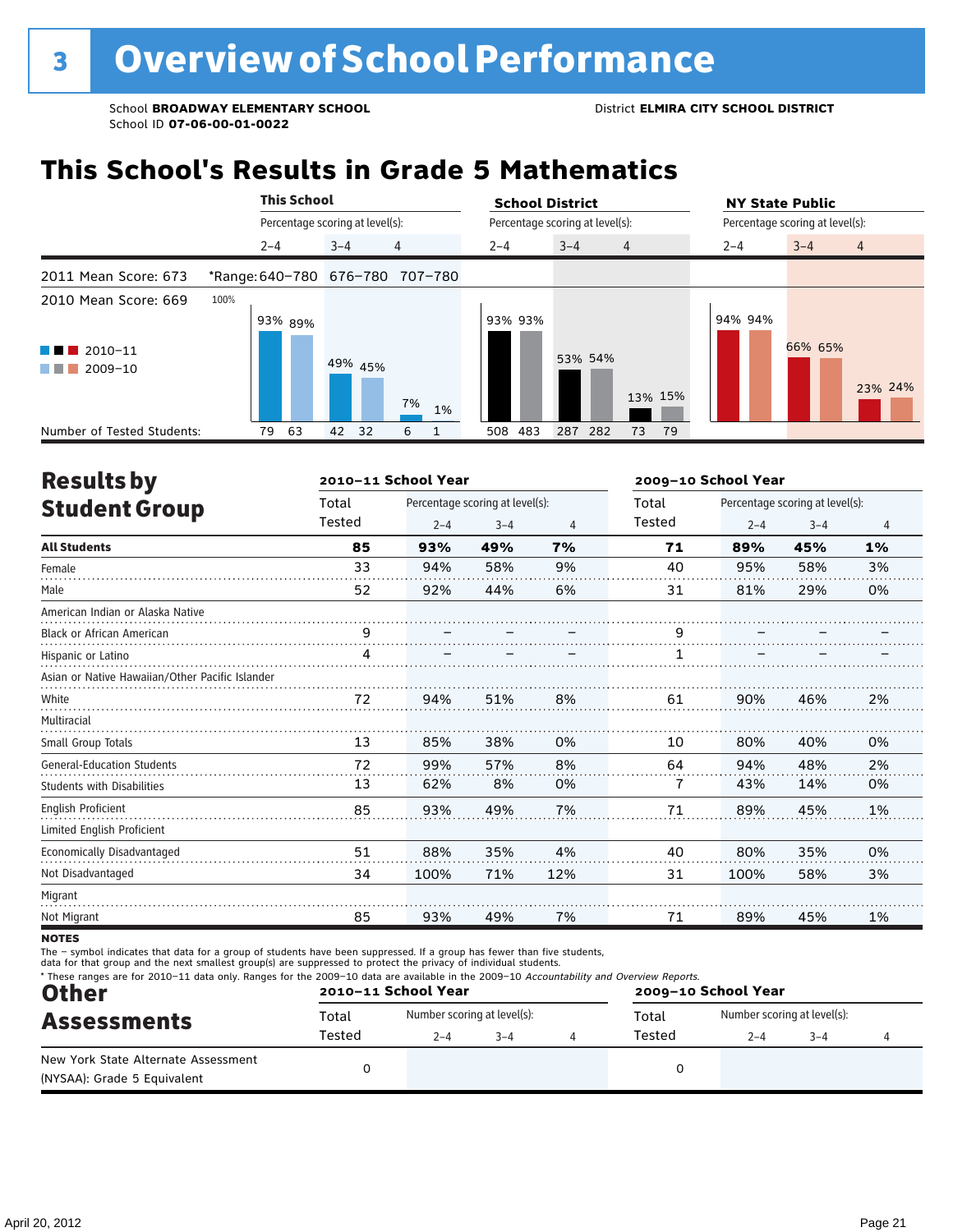# 3 Overview of School Performance

School **BROADWAY ELEMENTARY SCHOOL**
School ID **07-06-00-01-0022**

District **ELMIRA CITY SCHOOL DISTRICT**

## This School's Results in Grade 5 Mathematics

This School
Percentage scoring at level(s):
2–4 3–4 4

School District
Percentage scoring at level(s):
2–4 3–4 4

NY State Public
Percentage scoring at level(s):
2–4 3–4 4

2011 Mean Score: 673 *Range: 640–780 676–780 707–780

2010 Mean Score: 669

100%

2010–11
2009–10

93% 89% 49% 45% 7% 1%

93% 93% 53% 54% 13% 15%

94% 94% 66% 65% 23% 24%

Number of Tested Students: 79 63 42 32 6 1 508 483 287 282 73 79

## Results by Student Group

| | 2010–11 School Year | | | | 2009–10 School Year | | | |
|---|---|---|---|---|---|---|---|---|
| | Total Tested | Percentage scoring at level(s): 2–4 | 3–4 | 4 | Total Tested | Percentage scoring at level(s): 2–4 | 3–4 | 4 |
| **All Students** | **85** | **93%** | **49%** | **7%** | **71** | **89%** | **45%** | **1%** |
| Female | 33 | 94% | 58% | 9% | 40 | 95% | 58% | 3% |
| Male | 52 | 92% | 44% | 6% | 31 | 81% | 29% | 0% |
| American Indian or Alaska Native | | | | | | | | |
| Black or African American | 9 | – | – | – | 9 | – | – | – |
| Hispanic or Latino | 4 | – | – | – | 1 | – | – | – |
| Asian or Native Hawaiian/Other Pacific Islander | | | | | | | | |
| White | 72 | 94% | 51% | 8% | 61 | 90% | 46% | 2% |
| Multiracial | | | | | | | | |
| Small Group Totals | 13 | 85% | 38% | 0% | 10 | 80% | 40% | 0% |
| General-Education Students | 72 | 99% | 57% | 8% | 64 | 94% | 48% | 2% |
| Students with Disabilities | 13 | 62% | 8% | 0% | 7 | 43% | 14% | 0% |
| English Proficient | 85 | 93% | 49% | 7% | 71 | 89% | 45% | 1% |
| Limited English Proficient | | | | | | | | |
| Economically Disadvantaged | 51 | 88% | 35% | 4% | 40 | 80% | 35% | 0% |
| Not Disadvantaged | 34 | 100% | 71% | 12% | 31 | 100% | 58% | 3% |
| Migrant | | | | | | | | |
| Not Migrant | 85 | 93% | 49% | 7% | 71 | 89% | 45% | 1% |

**NOTES**

The – symbol indicates that data for a group of students have been suppressed. If a group has fewer than five students, data for that group and the next smallest group(s) are suppressed to protect the privacy of individual students.

\* These ranges are for 2010–11 data only. Ranges for the 2009–10 data are available in the 2009–10 *Accountability and Overview Reports*.

## Other Assessments

| | 2010–11 School Year | | | | 2009–10 School Year | | | |
|---|---|---|---|---|---|---|---|---|
| | Total Tested | Number scoring at level(s): 2–4 | 3–4 | 4 | Total Tested | Number scoring at level(s): 2–4 | 3–4 | 4 |
| New York State Alternate Assessment (NYSAA): Grade 5 Equivalent | 0 | | | | 0 | | | |

April 20, 2012